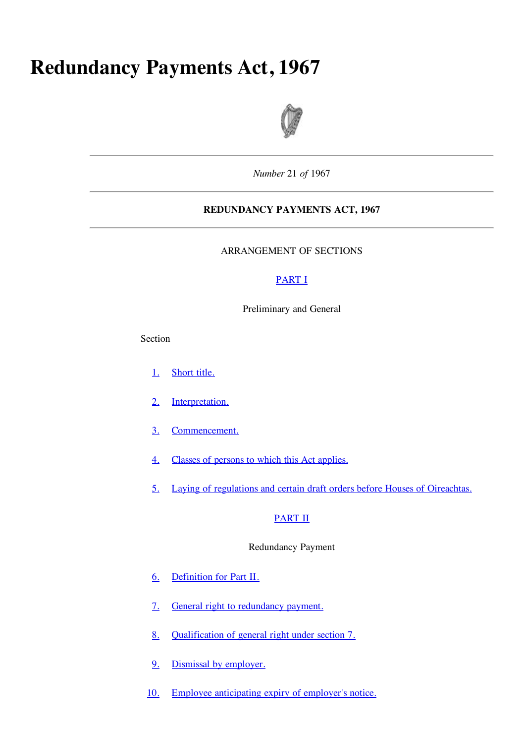# Redundancy Payments Act, 1967

*Number* 21 *of* 1967

**REDUNDANCY PAYMENTS ACT, 1967**

ARRANGEMENT OF SECTIONS

PART I

Preliminary and General

Section

1. Short title.

2. Interpretation.

3. Commencement.

4. Classes of persons to which this Act applies.

5. Laying of regulations and certain draft orders before Houses of Oireachtas.

PART II

Redundancy Payment

6. Definition for Part II.

7. General right to redundancy payment.

8. Qualification of general right under section 7.

9. Dismissal by employer.

10. Employee anticipating expiry of employer's notice.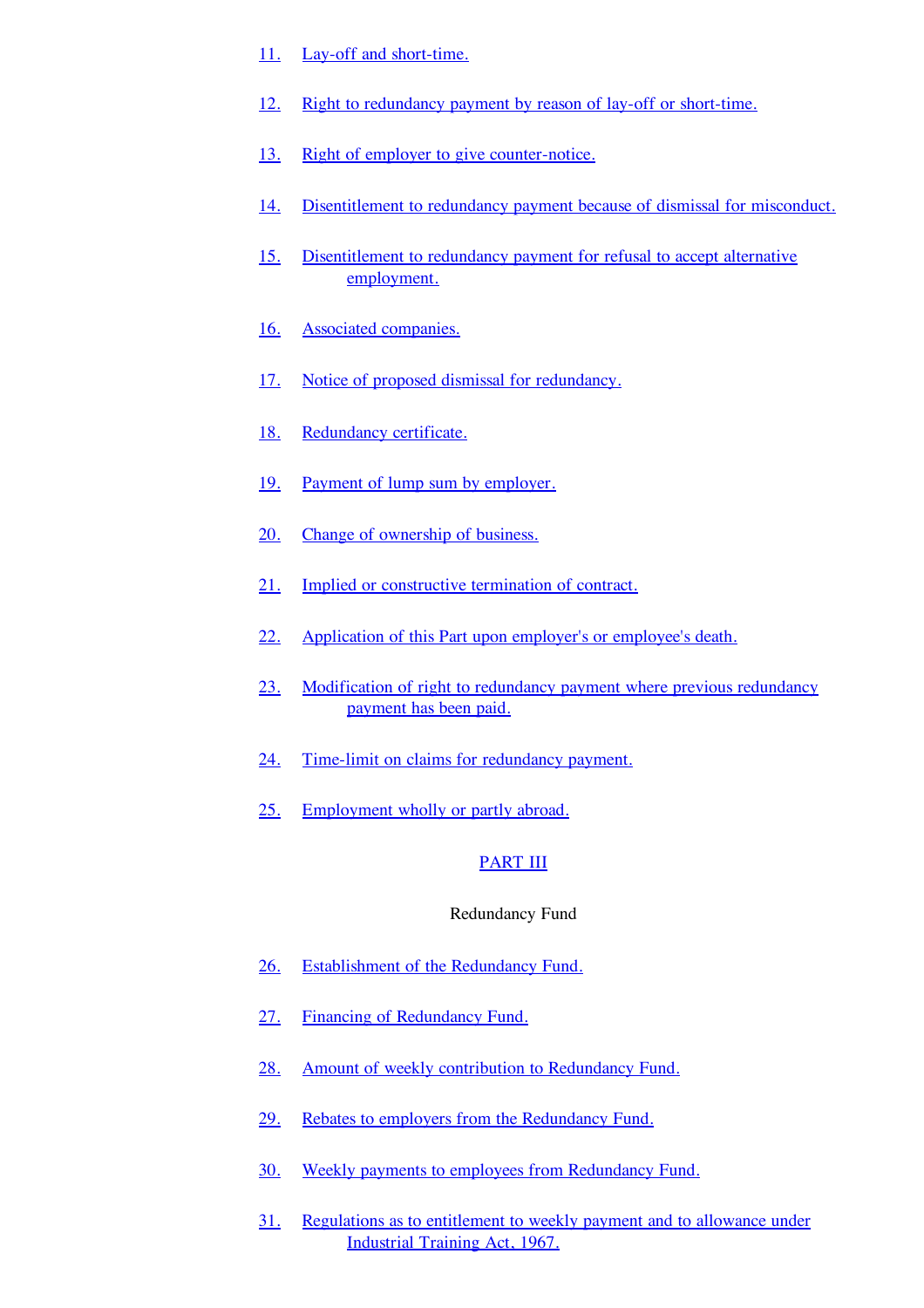11. Lay-off and short-time.

12. Right to redundancy payment by reason of lay-off or short-time.

13. Right of employer to give counter-notice.

14. Disentitlement to redundancy payment because of dismissal for misconduct.

15. Disentitlement to redundancy payment for refusal to accept alternative employment.

16. Associated companies.

17. Notice of proposed dismissal for redundancy.

18. Redundancy certificate.

19. Payment of lump sum by employer.

20. Change of ownership of business.

21. Implied or constructive termination of contract.

22. Application of this Part upon employer's or employee's death.

23. Modification of right to redundancy payment where previous redundancy payment has been paid.

24. Time-limit on claims for redundancy payment.

25. Employment wholly or partly abroad.

PART III

Redundancy Fund

26. Establishment of the Redundancy Fund.

27. Financing of Redundancy Fund.

28. Amount of weekly contribution to Redundancy Fund.

29. Rebates to employers from the Redundancy Fund.

30. Weekly payments to employees from Redundancy Fund.

31. Regulations as to entitlement to weekly payment and to allowance under Industrial Training Act, 1967.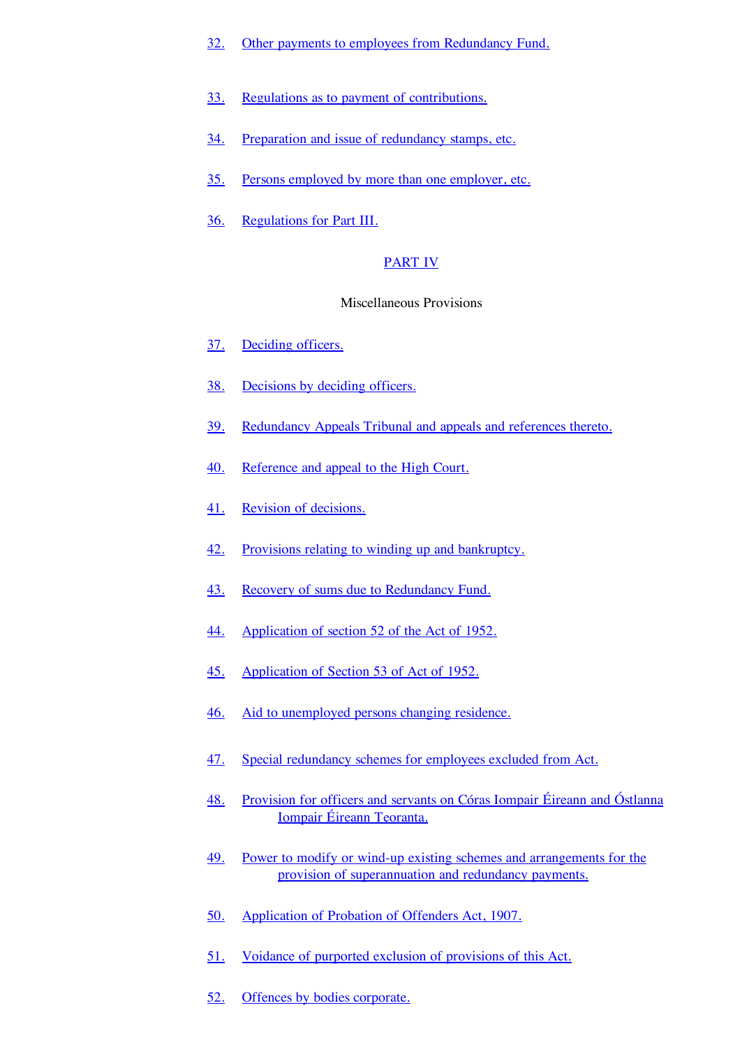32. Other payments to employees from Redundancy Fund.

33. Regulations as to payment of contributions.

34. Preparation and issue of redundancy stamps, etc.

35. Persons employed by more than one employer, etc.

36. Regulations for Part III.

## PART IV

Miscellaneous Provisions

37. Deciding officers.

38. Decisions by deciding officers.

39. Redundancy Appeals Tribunal and appeals and references thereto.

40. Reference and appeal to the High Court.

41. Revision of decisions.

42. Provisions relating to winding up and bankruptcy.

43. Recovery of sums due to Redundancy Fund.

44. Application of section 52 of the Act of 1952.

45. Application of Section 53 of Act of 1952.

46. Aid to unemployed persons changing residence.

47. Special redundancy schemes for employees excluded from Act.

48. Provision for officers and servants on Córas Iompair Éireann and Óstlanna Iompair Éireann Teoranta.

49. Power to modify or wind-up existing schemes and arrangements for the provision of superannuation and redundancy payments.

50. Application of Probation of Offenders Act, 1907.

51. Voidance of purported exclusion of provisions of this Act.

52. Offences by bodies corporate.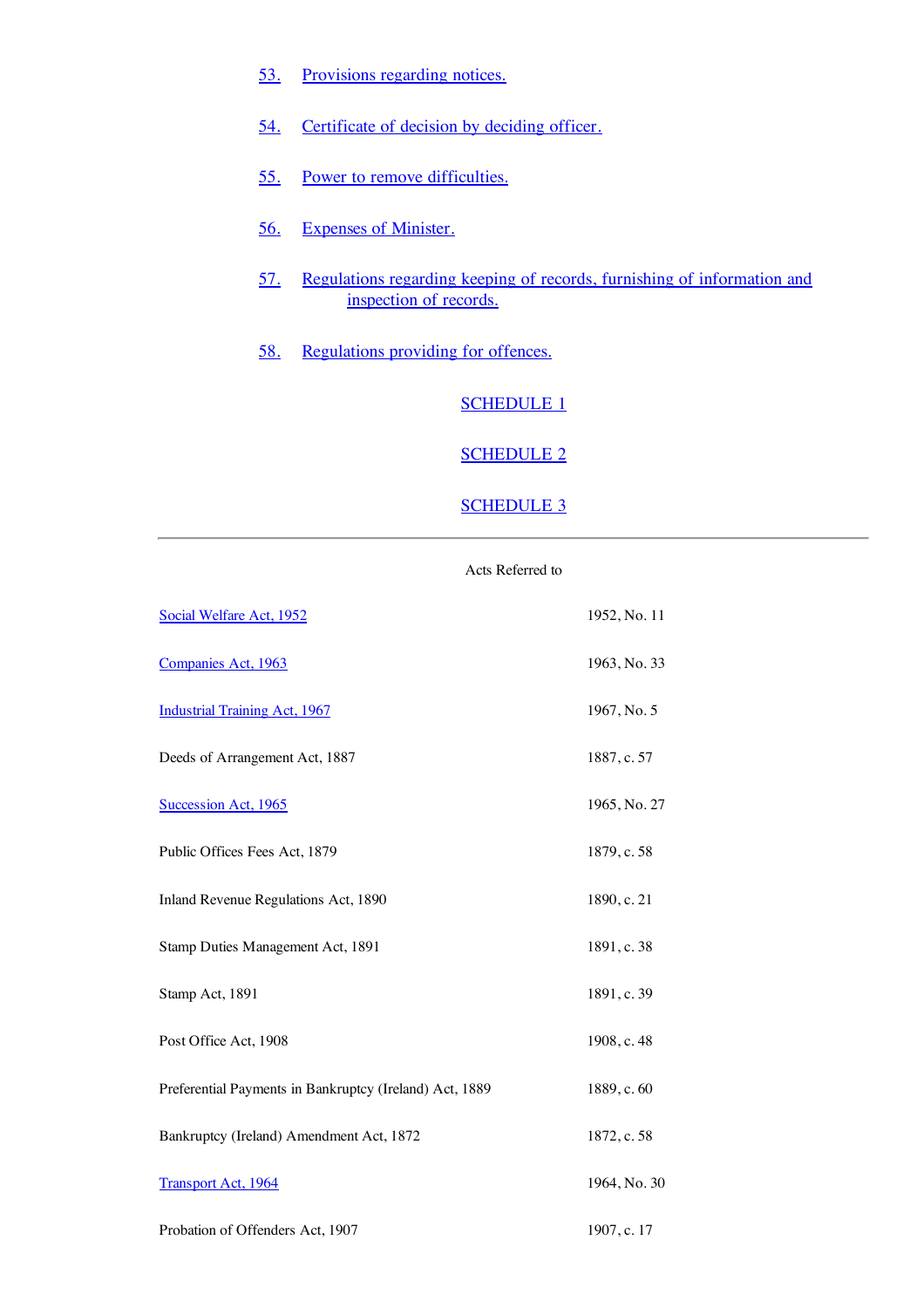53. Provisions regarding notices.

54. Certificate of decision by deciding officer.

55. Power to remove difficulties.

56. Expenses of Minister.

57. Regulations regarding keeping of records, furnishing of information and inspection of records.

58. Regulations providing for offences.

SCHEDULE 1

SCHEDULE 2

SCHEDULE 3

---

Acts Referred to

| | |
|---|---|
| Social Welfare Act, 1952 | 1952, No. 11 |
| Companies Act, 1963 | 1963, No. 33 |
| Industrial Training Act, 1967 | 1967, No. 5 |
| Deeds of Arrangement Act, 1887 | 1887, c. 57 |
| Succession Act, 1965 | 1965, No. 27 |
| Public Offices Fees Act, 1879 | 1879, c. 58 |
| Inland Revenue Regulations Act, 1890 | 1890, c. 21 |
| Stamp Duties Management Act, 1891 | 1891, c. 38 |
| Stamp Act, 1891 | 1891, c. 39 |
| Post Office Act, 1908 | 1908, c. 48 |
| Preferential Payments in Bankruptcy (Ireland) Act, 1889 | 1889, c. 60 |
| Bankruptcy (Ireland) Amendment Act, 1872 | 1872, c. 58 |
| Transport Act, 1964 | 1964, No. 30 |
| Probation of Offenders Act, 1907 | 1907, c. 17 |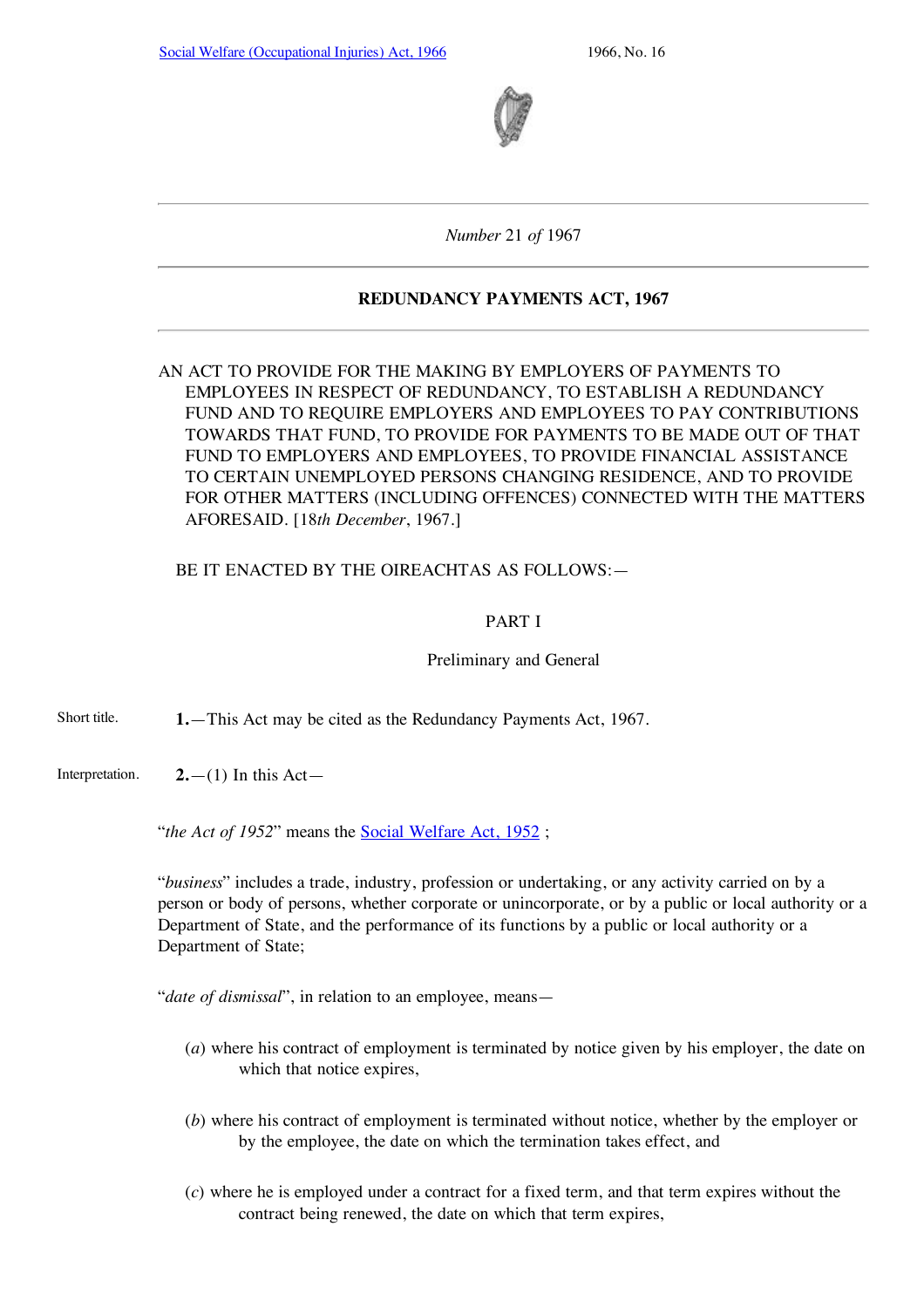*Number* 21 *of* 1967

## REDUNDANCY PAYMENTS ACT, 1967

AN ACT TO PROVIDE FOR THE MAKING BY EMPLOYERS OF PAYMENTS TO EMPLOYEES IN RESPECT OF REDUNDANCY, TO ESTABLISH A REDUNDANCY FUND AND TO REQUIRE EMPLOYERS AND EMPLOYEES TO PAY CONTRIBUTIONS TOWARDS THAT FUND, TO PROVIDE FOR PAYMENTS TO BE MADE OUT OF THAT FUND TO EMPLOYERS AND EMPLOYEES, TO PROVIDE FINANCIAL ASSISTANCE TO CERTAIN UNEMPLOYED PERSONS CHANGING RESIDENCE, AND TO PROVIDE FOR OTHER MATTERS (INCLUDING OFFENCES) CONNECTED WITH THE MATTERS AFORESAID. [18*th December*, 1967.]

BE IT ENACTED BY THE OIREACHTAS AS FOLLOWS:—

### PART I

### Preliminary and General

Short title.

**1.**—This Act may be cited as the Redundancy Payments Act, 1967.

Interpretation.

**2.**—(1) In this Act—

"*the Act of 1952*" means the Social Welfare Act, 1952 ;

"*business*" includes a trade, industry, profession or undertaking, or any activity carried on by a person or body of persons, whether corporate or unincorporate, or by a public or local authority or a Department of State, and the performance of its functions by a public or local authority or a Department of State;

"*date of dismissal*", in relation to an employee, means—

(*a*) where his contract of employment is terminated by notice given by his employer, the date on which that notice expires,

(*b*) where his contract of employment is terminated without notice, whether by the employer or by the employee, the date on which the termination takes effect, and

(*c*) where he is employed under a contract for a fixed term, and that term expires without the contract being renewed, the date on which that term expires,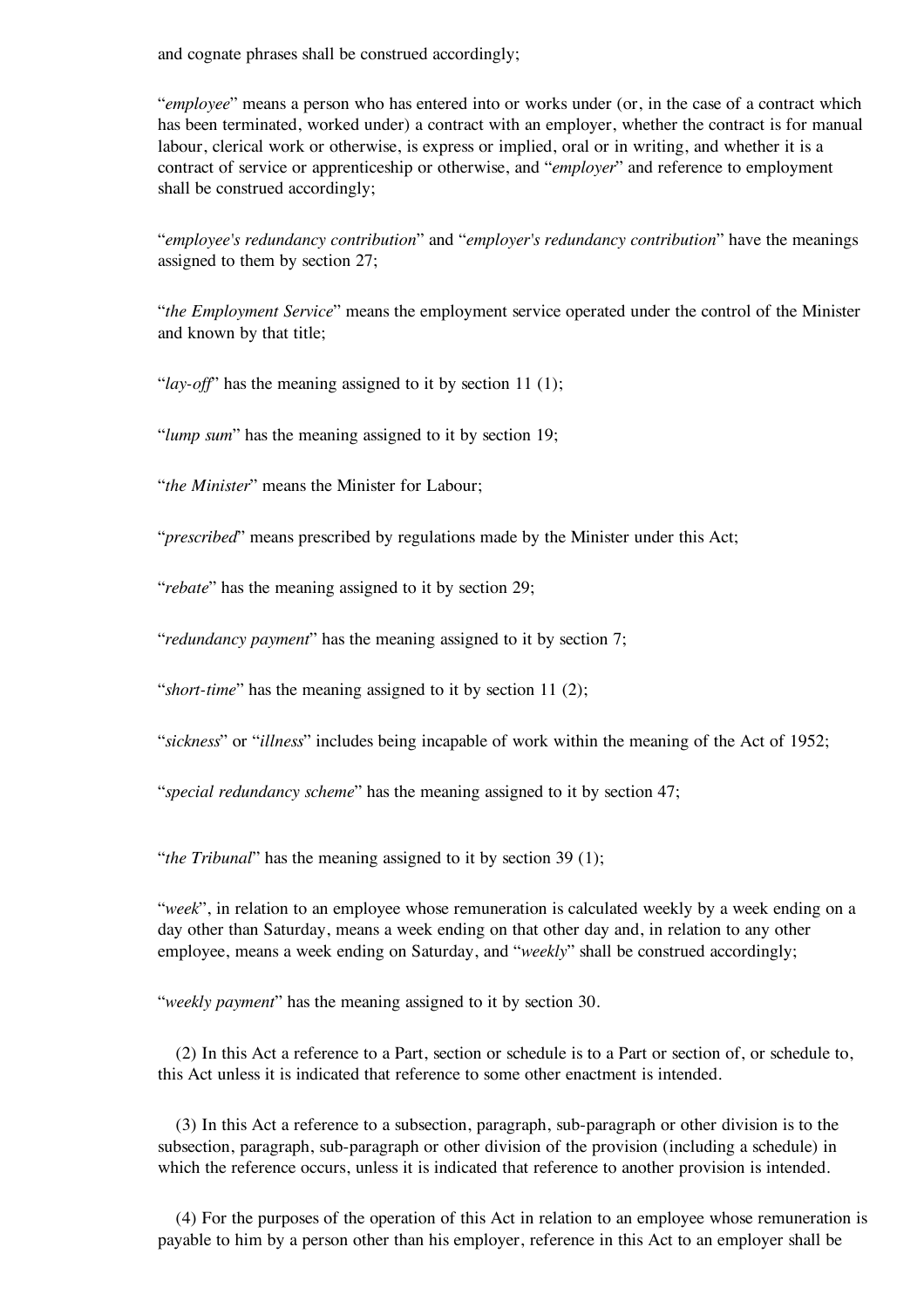and cognate phrases shall be construed accordingly;

"*employee*" means a person who has entered into or works under (or, in the case of a contract which has been terminated, worked under) a contract with an employer, whether the contract is for manual labour, clerical work or otherwise, is express or implied, oral or in writing, and whether it is a contract of service or apprenticeship or otherwise, and "*employer*" and reference to employment shall be construed accordingly;

"*employee's redundancy contribution*" and "*employer's redundancy contribution*" have the meanings assigned to them by section 27;

"*the Employment Service*" means the employment service operated under the control of the Minister and known by that title;

"*lay-off*" has the meaning assigned to it by section 11 (1);

"*lump sum*" has the meaning assigned to it by section 19;

"*the Minister*" means the Minister for Labour;

"*prescribed*" means prescribed by regulations made by the Minister under this Act;

"*rebate*" has the meaning assigned to it by section 29;

"*redundancy payment*" has the meaning assigned to it by section 7;

"*short-time*" has the meaning assigned to it by section 11 (2);

"*sickness*" or "*illness*" includes being incapable of work within the meaning of the Act of 1952;

"*special redundancy scheme*" has the meaning assigned to it by section 47;

"*the Tribunal*" has the meaning assigned to it by section 39 (1);

"*week*", in relation to an employee whose remuneration is calculated weekly by a week ending on a day other than Saturday, means a week ending on that other day and, in relation to any other employee, means a week ending on Saturday, and "*weekly*" shall be construed accordingly;

"*weekly payment*" has the meaning assigned to it by section 30.

(2) In this Act a reference to a Part, section or schedule is to a Part or section of, or schedule to, this Act unless it is indicated that reference to some other enactment is intended.

(3) In this Act a reference to a subsection, paragraph, sub-paragraph or other division is to the subsection, paragraph, sub-paragraph or other division of the provision (including a schedule) in which the reference occurs, unless it is indicated that reference to another provision is intended.

(4) For the purposes of the operation of this Act in relation to an employee whose remuneration is payable to him by a person other than his employer, reference in this Act to an employer shall be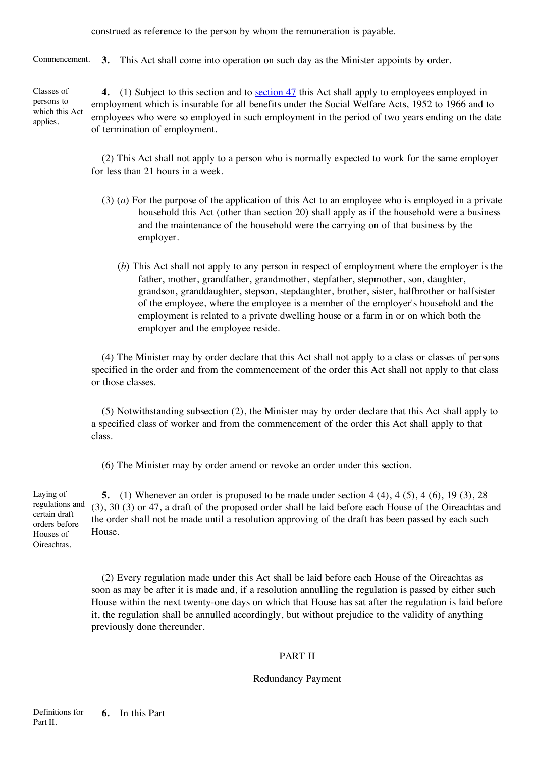construed as reference to the person by whom the remuneration is payable.

Commencement.

**3.**—This Act shall come into operation on such day as the Minister appoints by order.

Classes of persons to which this Act applies.

**4.**—(1) Subject to this section and to section 47 this Act shall apply to employees employed in employment which is insurable for all benefits under the Social Welfare Acts, 1952 to 1966 and to employees who were so employed in such employment in the period of two years ending on the date of termination of employment.

(2) This Act shall not apply to a person who is normally expected to work for the same employer for less than 21 hours in a week.

(3) (*a*) For the purpose of the application of this Act to an employee who is employed in a private household this Act (other than section 20) shall apply as if the household were a business and the maintenance of the household were the carrying on of that business by the employer.

(*b*) This Act shall not apply to any person in respect of employment where the employer is the father, mother, grandfather, grandmother, stepfather, stepmother, son, daughter, grandson, granddaughter, stepson, stepdaughter, brother, sister, halfbrother or halfsister of the employee, where the employee is a member of the employer's household and the employment is related to a private dwelling house or a farm in or on which both the employer and the employee reside.

(4) The Minister may by order declare that this Act shall not apply to a class or classes of persons specified in the order and from the commencement of the order this Act shall not apply to that class or those classes.

(5) Notwithstanding subsection (2), the Minister may by order declare that this Act shall apply to a specified class of worker and from the commencement of the order this Act shall apply to that class.

(6) The Minister may by order amend or revoke an order under this section.

Laying of regulations and certain draft orders before Houses of Oireachtas.

**5.**—(1) Whenever an order is proposed to be made under section 4 (4), 4 (5), 4 (6), 19 (3), 28 (3), 30 (3) or 47, a draft of the proposed order shall be laid before each House of the Oireachtas and the order shall not be made until a resolution approving of the draft has been passed by each such House.

(2) Every regulation made under this Act shall be laid before each House of the Oireachtas as soon as may be after it is made and, if a resolution annulling the regulation is passed by either such House within the next twenty-one days on which that House has sat after the regulation is laid before it, the regulation shall be annulled accordingly, but without prejudice to the validity of anything previously done thereunder.

## PART II

## Redundancy Payment

Definitions for Part II.

**6.**—In this Part—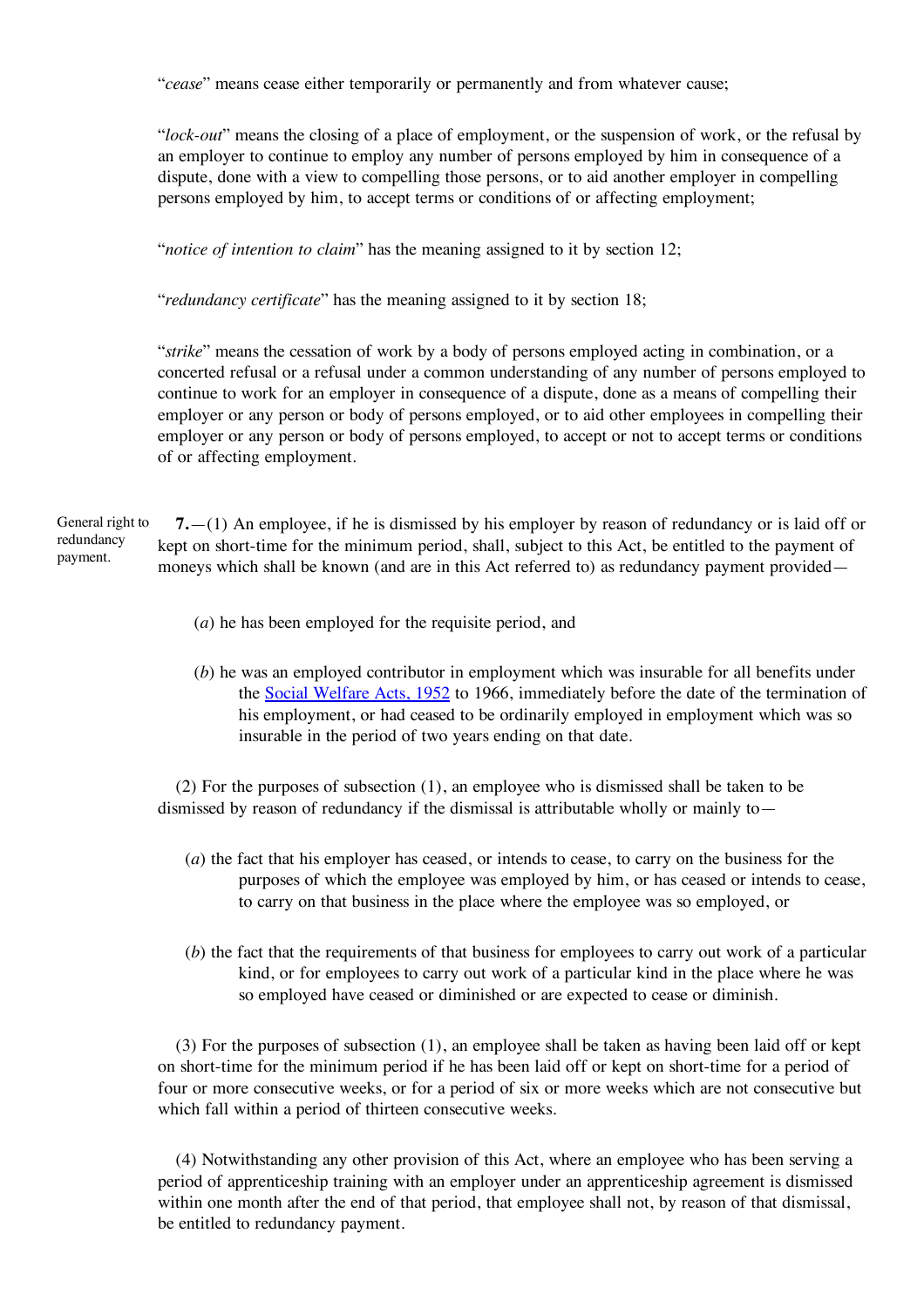"*cease*" means cease either temporarily or permanently and from whatever cause;

"*lock-out*" means the closing of a place of employment, or the suspension of work, or the refusal by an employer to continue to employ any number of persons employed by him in consequence of a dispute, done with a view to compelling those persons, or to aid another employer in compelling persons employed by him, to accept terms or conditions of or affecting employment;

"*notice of intention to claim*" has the meaning assigned to it by section 12;

"*redundancy certificate*" has the meaning assigned to it by section 18;

"*strike*" means the cessation of work by a body of persons employed acting in combination, or a concerted refusal or a refusal under a common understanding of any number of persons employed to continue to work for an employer in consequence of a dispute, done as a means of compelling their employer or any person or body of persons employed, or to aid other employees in compelling their employer or any person or body of persons employed, to accept or not to accept terms or conditions of or affecting employment.

General right to redundancy payment.

**7.**—(1) An employee, if he is dismissed by his employer by reason of redundancy or is laid off or kept on short-time for the minimum period, shall, subject to this Act, be entitled to the payment of moneys which shall be known (and are in this Act referred to) as redundancy payment provided—

(*a*) he has been employed for the requisite period, and

(*b*) he was an employed contributor in employment which was insurable for all benefits under the Social Welfare Acts, 1952 to 1966, immediately before the date of the termination of his employment, or had ceased to be ordinarily employed in employment which was so insurable in the period of two years ending on that date.

(2) For the purposes of subsection (1), an employee who is dismissed shall be taken to be dismissed by reason of redundancy if the dismissal is attributable wholly or mainly to—

(*a*) the fact that his employer has ceased, or intends to cease, to carry on the business for the purposes of which the employee was employed by him, or has ceased or intends to cease, to carry on that business in the place where the employee was so employed, or

(*b*) the fact that the requirements of that business for employees to carry out work of a particular kind, or for employees to carry out work of a particular kind in the place where he was so employed have ceased or diminished or are expected to cease or diminish.

(3) For the purposes of subsection (1), an employee shall be taken as having been laid off or kept on short-time for the minimum period if he has been laid off or kept on short-time for a period of four or more consecutive weeks, or for a period of six or more weeks which are not consecutive but which fall within a period of thirteen consecutive weeks.

(4) Notwithstanding any other provision of this Act, where an employee who has been serving a period of apprenticeship training with an employer under an apprenticeship agreement is dismissed within one month after the end of that period, that employee shall not, by reason of that dismissal, be entitled to redundancy payment.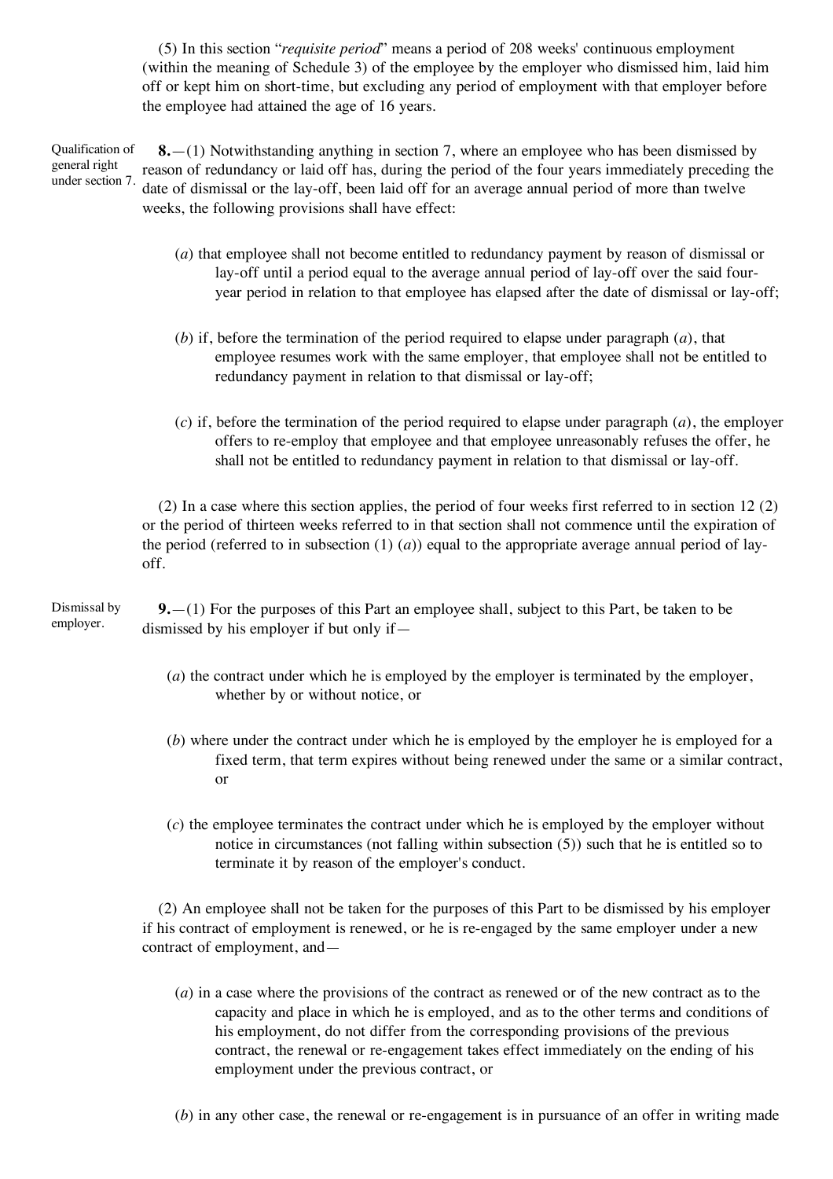(5) In this section "*requisite period*" means a period of 208 weeks' continuous employment (within the meaning of Schedule 3) of the employee by the employer who dismissed him, laid him off or kept him on short-time, but excluding any period of employment with that employer before the employee had attained the age of 16 years.

Qualification of general right under section 7.

**8.**—(1) Notwithstanding anything in section 7, where an employee who has been dismissed by reason of redundancy or laid off has, during the period of the four years immediately preceding the date of dismissal or the lay-off, been laid off for an average annual period of more than twelve weeks, the following provisions shall have effect:

(*a*) that employee shall not become entitled to redundancy payment by reason of dismissal or lay-off until a period equal to the average annual period of lay-off over the said four-year period in relation to that employee has elapsed after the date of dismissal or lay-off;

(*b*) if, before the termination of the period required to elapse under paragraph (*a*), that employee resumes work with the same employer, that employee shall not be entitled to redundancy payment in relation to that dismissal or lay-off;

(*c*) if, before the termination of the period required to elapse under paragraph (*a*), the employer offers to re-employ that employee and that employee unreasonably refuses the offer, he shall not be entitled to redundancy payment in relation to that dismissal or lay-off.

(2) In a case where this section applies, the period of four weeks first referred to in section 12 (2) or the period of thirteen weeks referred to in that section shall not commence until the expiration of the period (referred to in subsection (1) (*a*)) equal to the appropriate average annual period of lay-off.

Dismissal by employer.

**9.**—(1) For the purposes of this Part an employee shall, subject to this Part, be taken to be dismissed by his employer if but only if—

(*a*) the contract under which he is employed by the employer is terminated by the employer, whether by or without notice, or

(*b*) where under the contract under which he is employed by the employer he is employed for a fixed term, that term expires without being renewed under the same or a similar contract, or

(*c*) the employee terminates the contract under which he is employed by the employer without notice in circumstances (not falling within subsection (5)) such that he is entitled so to terminate it by reason of the employer's conduct.

(2) An employee shall not be taken for the purposes of this Part to be dismissed by his employer if his contract of employment is renewed, or he is re-engaged by the same employer under a new contract of employment, and—

(*a*) in a case where the provisions of the contract as renewed or of the new contract as to the capacity and place in which he is employed, and as to the other terms and conditions of his employment, do not differ from the corresponding provisions of the previous contract, the renewal or re-engagement takes effect immediately on the ending of his employment under the previous contract, or

(*b*) in any other case, the renewal or re-engagement is in pursuance of an offer in writing made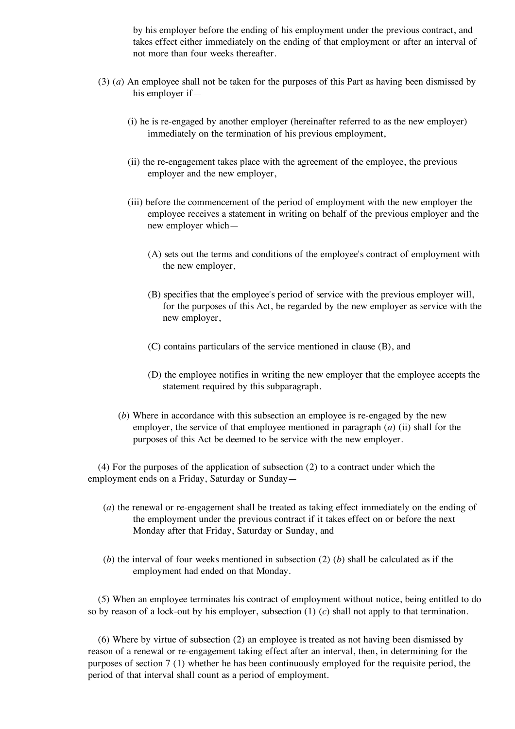by his employer before the ending of his employment under the previous contract, and takes effect either immediately on the ending of that employment or after an interval of not more than four weeks thereafter.

(3) (*a*) An employee shall not be taken for the purposes of this Part as having been dismissed by his employer if—

(i) he is re-engaged by another employer (hereinafter referred to as the new employer) immediately on the termination of his previous employment,

(ii) the re-engagement takes place with the agreement of the employee, the previous employer and the new employer,

(iii) before the commencement of the period of employment with the new employer the employee receives a statement in writing on behalf of the previous employer and the new employer which—

(A) sets out the terms and conditions of the employee's contract of employment with the new employer,

(B) specifies that the employee's period of service with the previous employer will, for the purposes of this Act, be regarded by the new employer as service with the new employer,

(C) contains particulars of the service mentioned in clause (B), and

(D) the employee notifies in writing the new employer that the employee accepts the statement required by this subparagraph.

(*b*) Where in accordance with this subsection an employee is re-engaged by the new employer, the service of that employee mentioned in paragraph (*a*) (ii) shall for the purposes of this Act be deemed to be service with the new employer.

(4) For the purposes of the application of subsection (2) to a contract under which the employment ends on a Friday, Saturday or Sunday—

(*a*) the renewal or re-engagement shall be treated as taking effect immediately on the ending of the employment under the previous contract if it takes effect on or before the next Monday after that Friday, Saturday or Sunday, and

(*b*) the interval of four weeks mentioned in subsection (2) (*b*) shall be calculated as if the employment had ended on that Monday.

(5) When an employee terminates his contract of employment without notice, being entitled to do so by reason of a lock-out by his employer, subsection (1) (*c*) shall not apply to that termination.

(6) Where by virtue of subsection (2) an employee is treated as not having been dismissed by reason of a renewal or re-engagement taking effect after an interval, then, in determining for the purposes of section 7 (1) whether he has been continuously employed for the requisite period, the period of that interval shall count as a period of employment.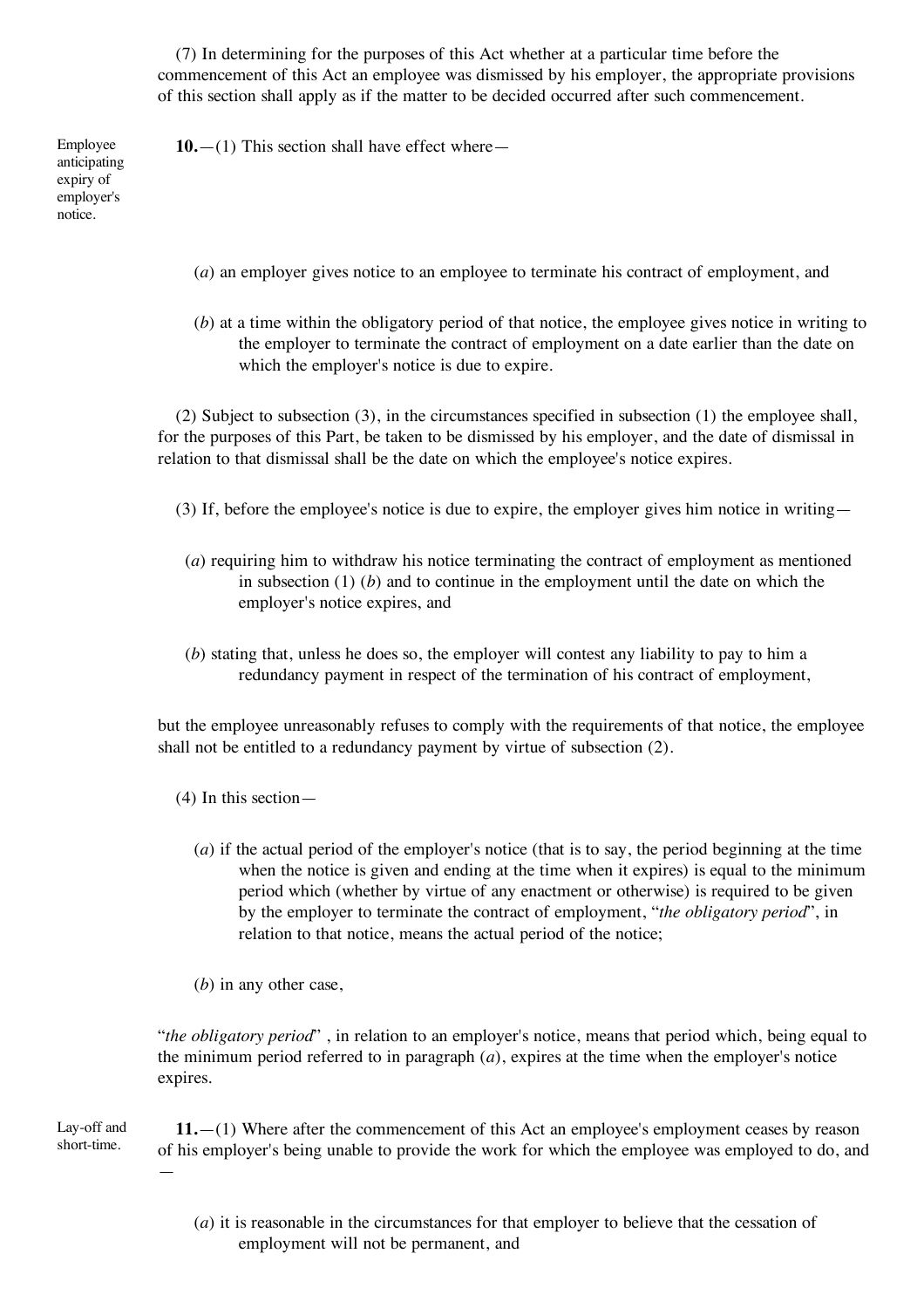(7) In determining for the purposes of this Act whether at a particular time before the commencement of this Act an employee was dismissed by his employer, the appropriate provisions of this section shall apply as if the matter to be decided occurred after such commencement.

Employee anticipating expiry of employer's notice.

**10.**—(1) This section shall have effect where—

(*a*) an employer gives notice to an employee to terminate his contract of employment, and

(*b*) at a time within the obligatory period of that notice, the employee gives notice in writing to the employer to terminate the contract of employment on a date earlier than the date on which the employer's notice is due to expire.

(2) Subject to subsection (3), in the circumstances specified in subsection (1) the employee shall, for the purposes of this Part, be taken to be dismissed by his employer, and the date of dismissal in relation to that dismissal shall be the date on which the employee's notice expires.

(3) If, before the employee's notice is due to expire, the employer gives him notice in writing—

(*a*) requiring him to withdraw his notice terminating the contract of employment as mentioned in subsection (1) (*b*) and to continue in the employment until the date on which the employer's notice expires, and

(*b*) stating that, unless he does so, the employer will contest any liability to pay to him a redundancy payment in respect of the termination of his contract of employment,

but the employee unreasonably refuses to comply with the requirements of that notice, the employee shall not be entitled to a redundancy payment by virtue of subsection (2).

(4) In this section—

(*a*) if the actual period of the employer's notice (that is to say, the period beginning at the time when the notice is given and ending at the time when it expires) is equal to the minimum period which (whether by virtue of any enactment or otherwise) is required to be given by the employer to terminate the contract of employment, "*the obligatory period*", in relation to that notice, means the actual period of the notice;

(*b*) in any other case,

"*the obligatory period*" , in relation to an employer's notice, means that period which, being equal to the minimum period referred to in paragraph (*a*), expires at the time when the employer's notice expires.

Lay-off and short-time.

**11.**—(1) Where after the commencement of this Act an employee's employment ceases by reason of his employer's being unable to provide the work for which the employee was employed to do, and —

(*a*) it is reasonable in the circumstances for that employer to believe that the cessation of employment will not be permanent, and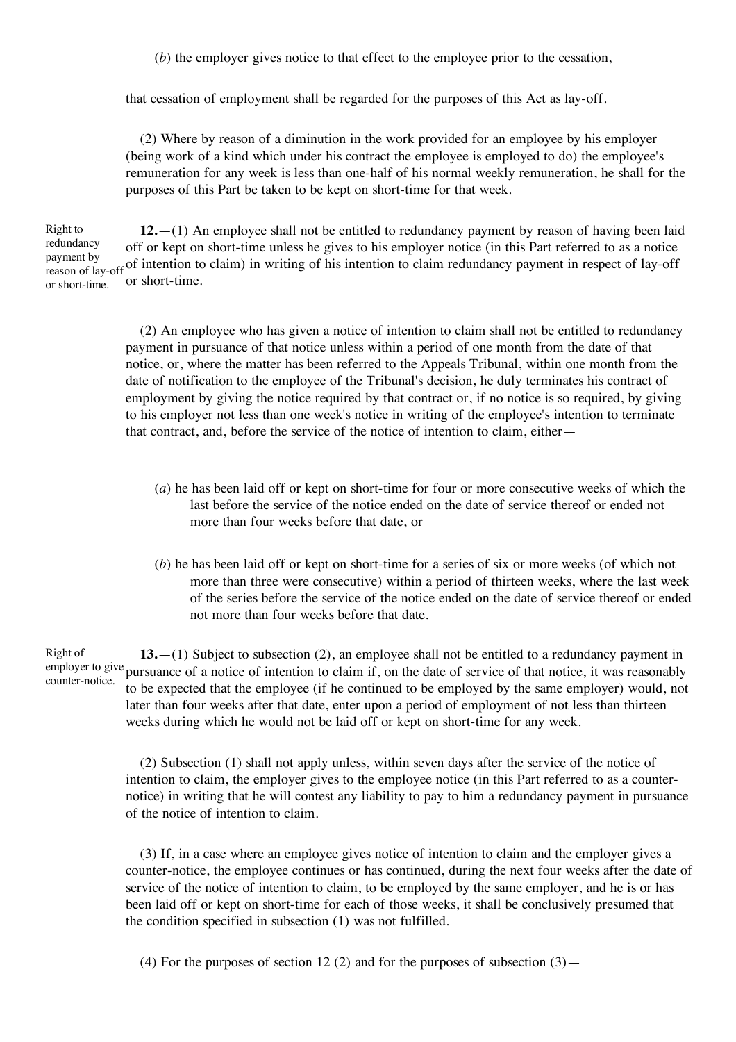(*b*) the employer gives notice to that effect to the employee prior to the cessation,

that cessation of employment shall be regarded for the purposes of this Act as lay-off.

(2) Where by reason of a diminution in the work provided for an employee by his employer (being work of a kind which under his contract the employee is employed to do) the employee's remuneration for any week is less than one-half of his normal weekly remuneration, he shall for the purposes of this Part be taken to be kept on short-time for that week.

Right to redundancy payment by reason of lay-off or short-time.

**12.**—(1) An employee shall not be entitled to redundancy payment by reason of having been laid off or kept on short-time unless he gives to his employer notice (in this Part referred to as a notice of intention to claim) in writing of his intention to claim redundancy payment in respect of lay-off or short-time.

(2) An employee who has given a notice of intention to claim shall not be entitled to redundancy payment in pursuance of that notice unless within a period of one month from the date of that notice, or, where the matter has been referred to the Appeals Tribunal, within one month from the date of notification to the employee of the Tribunal's decision, he duly terminates his contract of employment by giving the notice required by that contract or, if no notice is so required, by giving to his employer not less than one week's notice in writing of the employee's intention to terminate that contract, and, before the service of the notice of intention to claim, either—

(*a*) he has been laid off or kept on short-time for four or more consecutive weeks of which the last before the service of the notice ended on the date of service thereof or ended not more than four weeks before that date, or

(*b*) he has been laid off or kept on short-time for a series of six or more weeks (of which not more than three were consecutive) within a period of thirteen weeks, where the last week of the series before the service of the notice ended on the date of service thereof or ended not more than four weeks before that date.

Right of employer to give counter-notice.

**13.**—(1) Subject to subsection (2), an employee shall not be entitled to a redundancy payment in pursuance of a notice of intention to claim if, on the date of service of that notice, it was reasonably to be expected that the employee (if he continued to be employed by the same employer) would, not later than four weeks after that date, enter upon a period of employment of not less than thirteen weeks during which he would not be laid off or kept on short-time for any week.

(2) Subsection (1) shall not apply unless, within seven days after the service of the notice of intention to claim, the employer gives to the employee notice (in this Part referred to as a counter-notice) in writing that he will contest any liability to pay to him a redundancy payment in pursuance of the notice of intention to claim.

(3) If, in a case where an employee gives notice of intention to claim and the employer gives a counter-notice, the employee continues or has continued, during the next four weeks after the date of service of the notice of intention to claim, to be employed by the same employer, and he is or has been laid off or kept on short-time for each of those weeks, it shall be conclusively presumed that the condition specified in subsection (1) was not fulfilled.

(4) For the purposes of section 12 (2) and for the purposes of subsection (3)—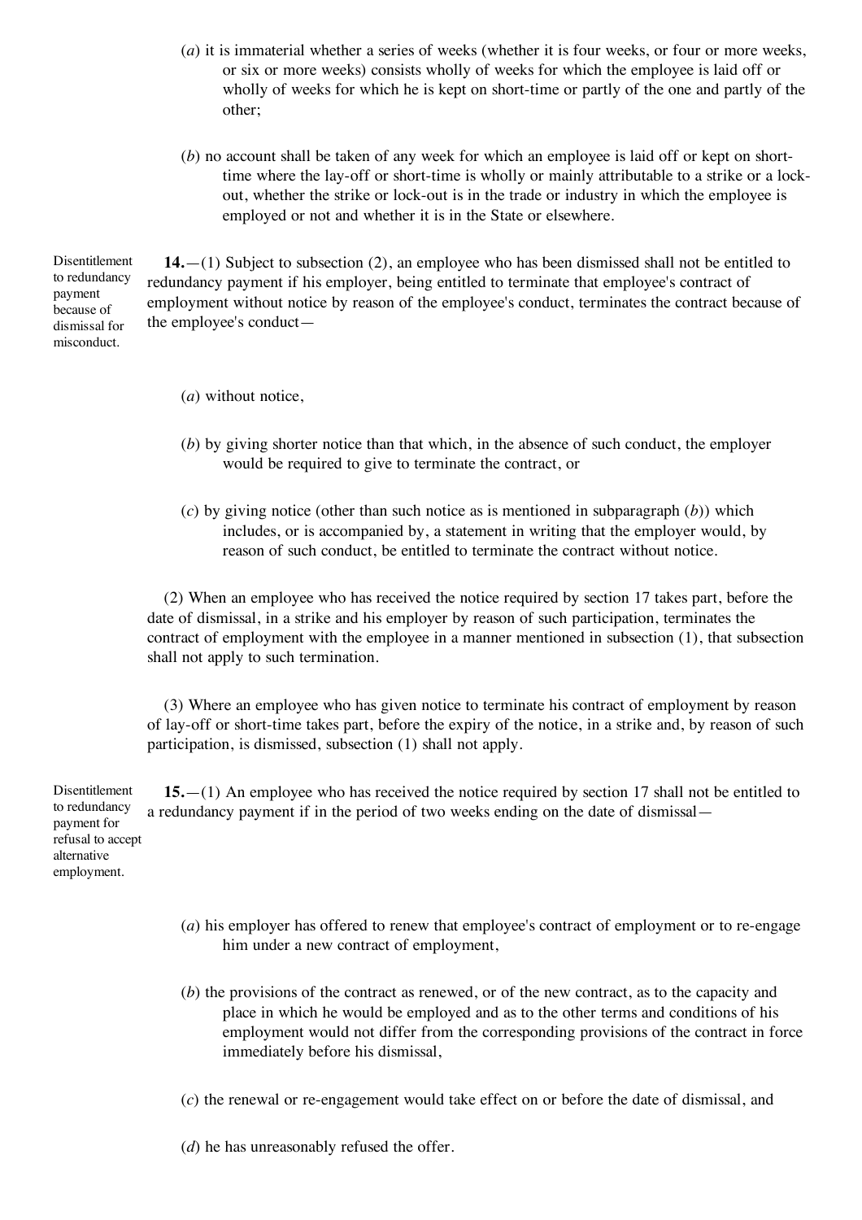(*a*) it is immaterial whether a series of weeks (whether it is four weeks, or four or more weeks, or six or more weeks) consists wholly of weeks for which the employee is laid off or wholly of weeks for which he is kept on short-time or partly of the one and partly of the other;

(*b*) no account shall be taken of any week for which an employee is laid off or kept on short-time where the lay-off or short-time is wholly or mainly attributable to a strike or a lock-out, whether the strike or lock-out is in the trade or industry in which the employee is employed or not and whether it is in the State or elsewhere.

Disentitlement to redundancy payment because of dismissal for misconduct.

**14.**—(1) Subject to subsection (2), an employee who has been dismissed shall not be entitled to redundancy payment if his employer, being entitled to terminate that employee's contract of employment without notice by reason of the employee's conduct, terminates the contract because of the employee's conduct—

(*a*) without notice,

(*b*) by giving shorter notice than that which, in the absence of such conduct, the employer would be required to give to terminate the contract, or

(*c*) by giving notice (other than such notice as is mentioned in subparagraph (*b*)) which includes, or is accompanied by, a statement in writing that the employer would, by reason of such conduct, be entitled to terminate the contract without notice.

(2) When an employee who has received the notice required by section 17 takes part, before the date of dismissal, in a strike and his employer by reason of such participation, terminates the contract of employment with the employee in a manner mentioned in subsection (1), that subsection shall not apply to such termination.

(3) Where an employee who has given notice to terminate his contract of employment by reason of lay-off or short-time takes part, before the expiry of the notice, in a strike and, by reason of such participation, is dismissed, subsection (1) shall not apply.

Disentitlement to redundancy payment for refusal to accept alternative employment.

**15.**—(1) An employee who has received the notice required by section 17 shall not be entitled to a redundancy payment if in the period of two weeks ending on the date of dismissal—

(*a*) his employer has offered to renew that employee's contract of employment or to re-engage him under a new contract of employment,

(*b*) the provisions of the contract as renewed, or of the new contract, as to the capacity and place in which he would be employed and as to the other terms and conditions of his employment would not differ from the corresponding provisions of the contract in force immediately before his dismissal,

(*c*) the renewal or re-engagement would take effect on or before the date of dismissal, and

(*d*) he has unreasonably refused the offer.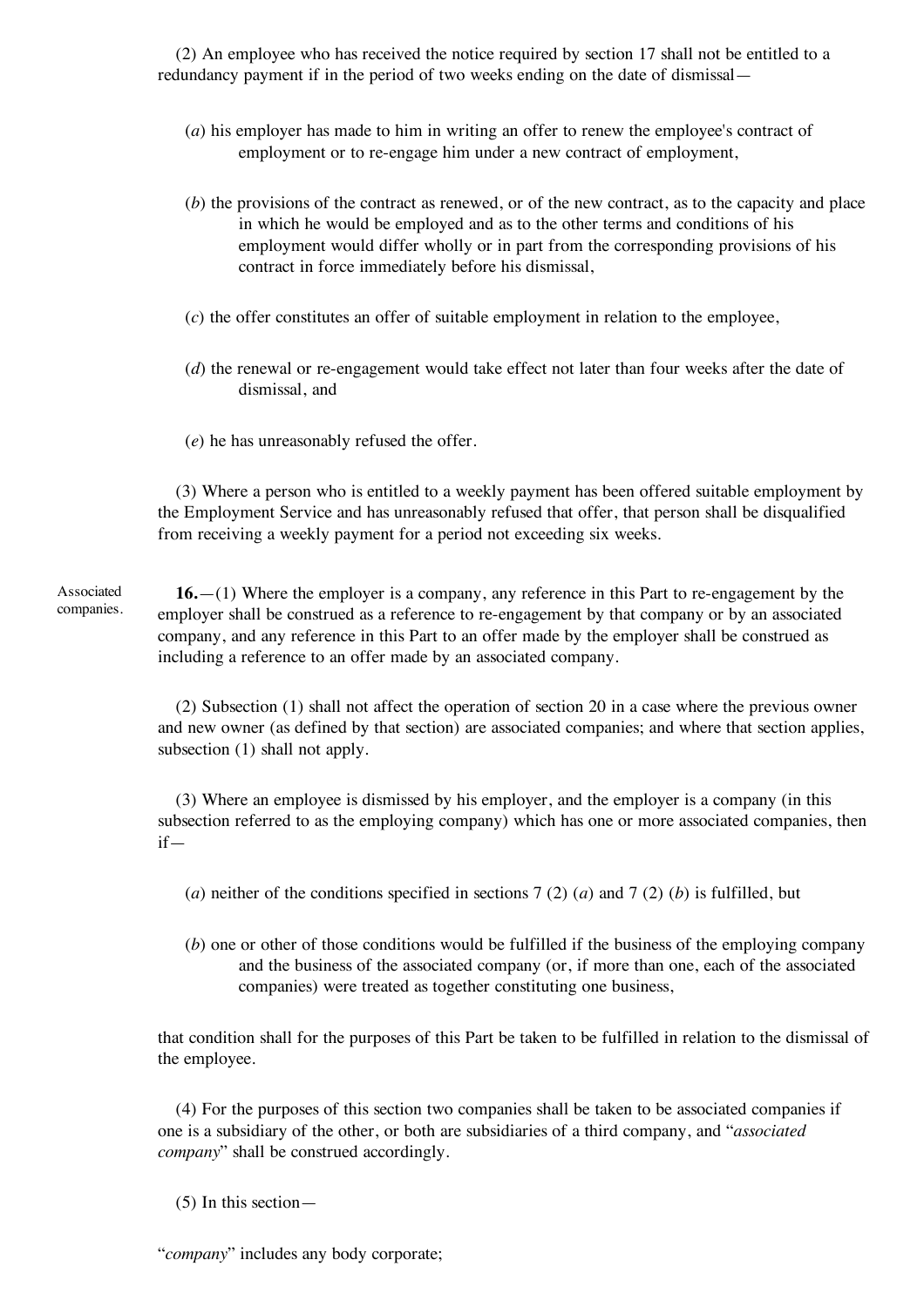(2) An employee who has received the notice required by section 17 shall not be entitled to a redundancy payment if in the period of two weeks ending on the date of dismissal—

(*a*) his employer has made to him in writing an offer to renew the employee's contract of employment or to re-engage him under a new contract of employment,

(*b*) the provisions of the contract as renewed, or of the new contract, as to the capacity and place in which he would be employed and as to the other terms and conditions of his employment would differ wholly or in part from the corresponding provisions of his contract in force immediately before his dismissal,

(*c*) the offer constitutes an offer of suitable employment in relation to the employee,

(*d*) the renewal or re-engagement would take effect not later than four weeks after the date of dismissal, and

(*e*) he has unreasonably refused the offer.

(3) Where a person who is entitled to a weekly payment has been offered suitable employment by the Employment Service and has unreasonably refused that offer, that person shall be disqualified from receiving a weekly payment for a period not exceeding six weeks.

Associated companies.

**16.**—(1) Where the employer is a company, any reference in this Part to re-engagement by the employer shall be construed as a reference to re-engagement by that company or by an associated company, and any reference in this Part to an offer made by the employer shall be construed as including a reference to an offer made by an associated company.

(2) Subsection (1) shall not affect the operation of section 20 in a case where the previous owner and new owner (as defined by that section) are associated companies; and where that section applies, subsection (1) shall not apply.

(3) Where an employee is dismissed by his employer, and the employer is a company (in this subsection referred to as the employing company) which has one or more associated companies, then if—

(*a*) neither of the conditions specified in sections 7 (2) (*a*) and 7 (2) (*b*) is fulfilled, but

(*b*) one or other of those conditions would be fulfilled if the business of the employing company and the business of the associated company (or, if more than one, each of the associated companies) were treated as together constituting one business,

that condition shall for the purposes of this Part be taken to be fulfilled in relation to the dismissal of the employee.

(4) For the purposes of this section two companies shall be taken to be associated companies if one is a subsidiary of the other, or both are subsidiaries of a third company, and "*associated company*" shall be construed accordingly.

(5) In this section—

"*company*" includes any body corporate;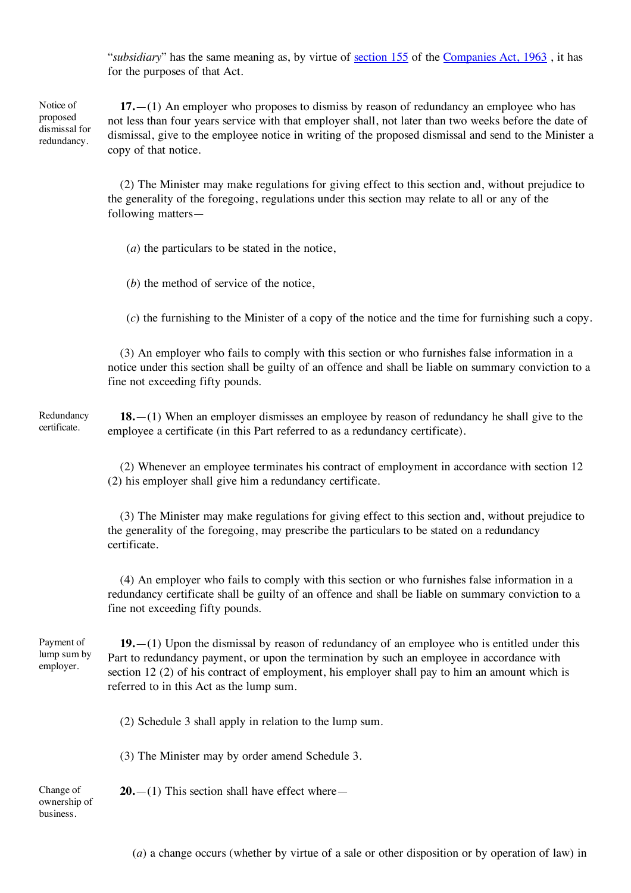"*subsidiary*" has the same meaning as, by virtue of section 155 of the Companies Act, 1963 , it has for the purposes of that Act.

Notice of proposed dismissal for redundancy.

**17.**—(1) An employer who proposes to dismiss by reason of redundancy an employee who has not less than four years service with that employer shall, not later than two weeks before the date of dismissal, give to the employee notice in writing of the proposed dismissal and send to the Minister a copy of that notice.

(2) The Minister may make regulations for giving effect to this section and, without prejudice to the generality of the foregoing, regulations under this section may relate to all or any of the following matters—

(*a*) the particulars to be stated in the notice,

(*b*) the method of service of the notice,

(*c*) the furnishing to the Minister of a copy of the notice and the time for furnishing such a copy.

(3) An employer who fails to comply with this section or who furnishes false information in a notice under this section shall be guilty of an offence and shall be liable on summary conviction to a fine not exceeding fifty pounds.

Redundancy certificate.

**18.**—(1) When an employer dismisses an employee by reason of redundancy he shall give to the employee a certificate (in this Part referred to as a redundancy certificate).

(2) Whenever an employee terminates his contract of employment in accordance with section 12 (2) his employer shall give him a redundancy certificate.

(3) The Minister may make regulations for giving effect to this section and, without prejudice to the generality of the foregoing, may prescribe the particulars to be stated on a redundancy certificate.

(4) An employer who fails to comply with this section or who furnishes false information in a redundancy certificate shall be guilty of an offence and shall be liable on summary conviction to a fine not exceeding fifty pounds.

Payment of lump sum by employer.

**19.**—(1) Upon the dismissal by reason of redundancy of an employee who is entitled under this Part to redundancy payment, or upon the termination by such an employee in accordance with section 12 (2) of his contract of employment, his employer shall pay to him an amount which is referred to in this Act as the lump sum.

(2) Schedule 3 shall apply in relation to the lump sum.

(3) The Minister may by order amend Schedule 3.

Change of ownership of business.

**20.**—(1) This section shall have effect where—

(*a*) a change occurs (whether by virtue of a sale or other disposition or by operation of law) in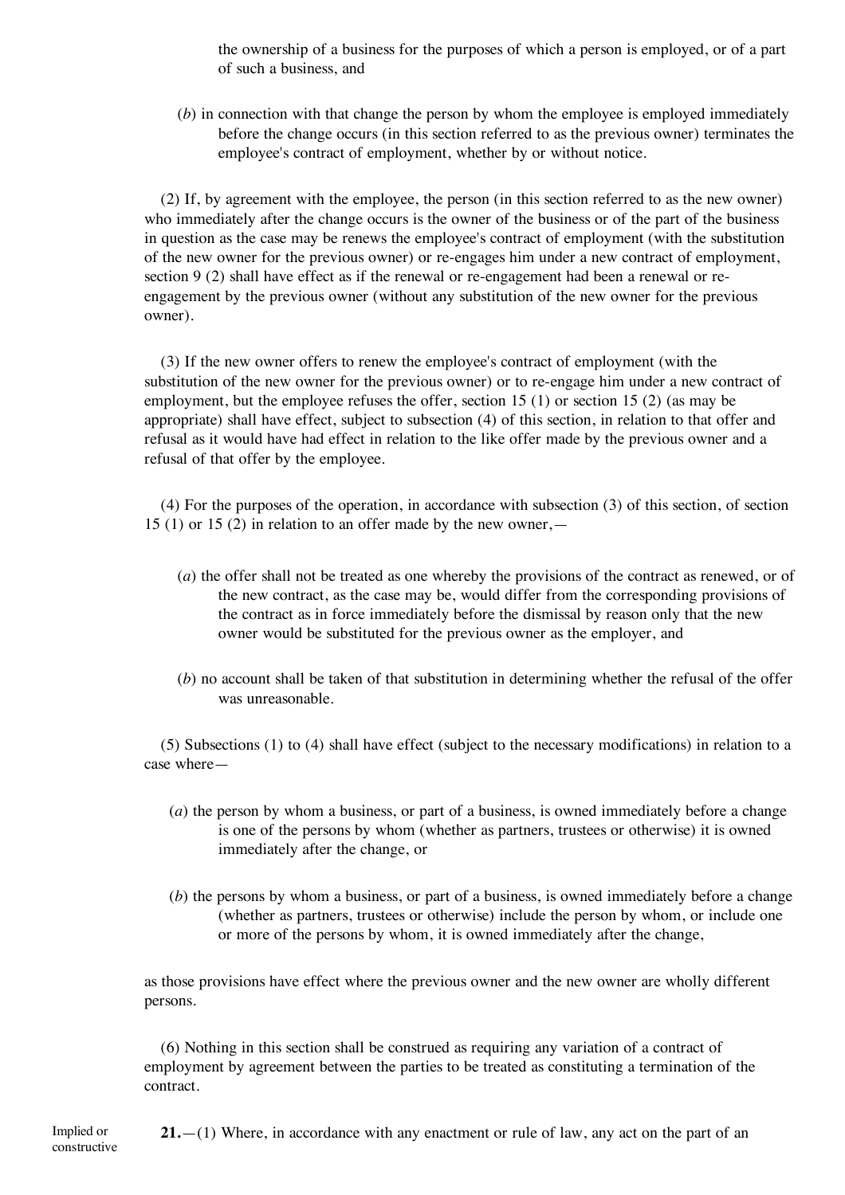the ownership of a business for the purposes of which a person is employed, or of a part of such a business, and

(*b*) in connection with that change the person by whom the employee is employed immediately before the change occurs (in this section referred to as the previous owner) terminates the employee's contract of employment, whether by or without notice.

(2) If, by agreement with the employee, the person (in this section referred to as the new owner) who immediately after the change occurs is the owner of the business or of the part of the business in question as the case may be renews the employee's contract of employment (with the substitution of the new owner for the previous owner) or re-engages him under a new contract of employment, section 9 (2) shall have effect as if the renewal or re-engagement had been a renewal or re-engagement by the previous owner (without any substitution of the new owner for the previous owner).

(3) If the new owner offers to renew the employee's contract of employment (with the substitution of the new owner for the previous owner) or to re-engage him under a new contract of employment, but the employee refuses the offer, section 15 (1) or section 15 (2) (as may be appropriate) shall have effect, subject to subsection (4) of this section, in relation to that offer and refusal as it would have had effect in relation to the like offer made by the previous owner and a refusal of that offer by the employee.

(4) For the purposes of the operation, in accordance with subsection (3) of this section, of section 15 (1) or 15 (2) in relation to an offer made by the new owner,—

(*a*) the offer shall not be treated as one whereby the provisions of the contract as renewed, or of the new contract, as the case may be, would differ from the corresponding provisions of the contract as in force immediately before the dismissal by reason only that the new owner would be substituted for the previous owner as the employer, and

(*b*) no account shall be taken of that substitution in determining whether the refusal of the offer was unreasonable.

(5) Subsections (1) to (4) shall have effect (subject to the necessary modifications) in relation to a case where—

(*a*) the person by whom a business, or part of a business, is owned immediately before a change is one of the persons by whom (whether as partners, trustees or otherwise) it is owned immediately after the change, or

(*b*) the persons by whom a business, or part of a business, is owned immediately before a change (whether as partners, trustees or otherwise) include the person by whom, or include one or more of the persons by whom, it is owned immediately after the change,

as those provisions have effect where the previous owner and the new owner are wholly different persons.

(6) Nothing in this section shall be construed as requiring any variation of a contract of employment by agreement between the parties to be treated as constituting a termination of the contract.

Implied or constructive

**21.**—(1) Where, in accordance with any enactment or rule of law, any act on the part of an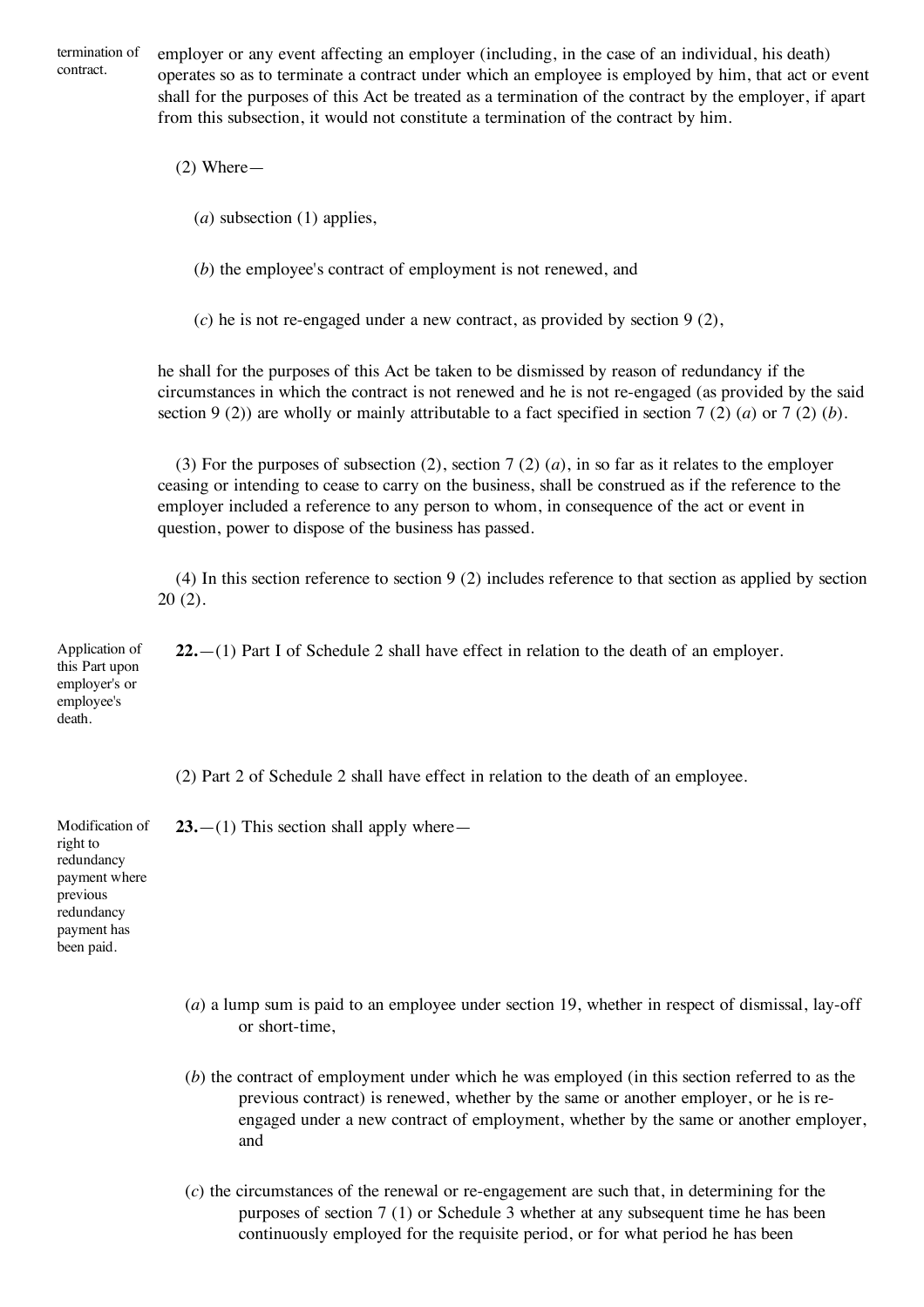termination of contract.

employer or any event affecting an employer (including, in the case of an individual, his death) operates so as to terminate a contract under which an employee is employed by him, that act or event shall for the purposes of this Act be treated as a termination of the contract by the employer, if apart from this subsection, it would not constitute a termination of the contract by him.

(2) Where—

(*a*) subsection (1) applies,

(*b*) the employee's contract of employment is not renewed, and

(*c*) he is not re-engaged under a new contract, as provided by section 9 (2),

he shall for the purposes of this Act be taken to be dismissed by reason of redundancy if the circumstances in which the contract is not renewed and he is not re-engaged (as provided by the said section 9 (2)) are wholly or mainly attributable to a fact specified in section 7 (2) (*a*) or 7 (2) (*b*).

(3) For the purposes of subsection (2), section 7 (2) (*a*), in so far as it relates to the employer ceasing or intending to cease to carry on the business, shall be construed as if the reference to the employer included a reference to any person to whom, in consequence of the act or event in question, power to dispose of the business has passed.

(4) In this section reference to section 9 (2) includes reference to that section as applied by section 20 (2).

Application of this Part upon employer's or employee's death.

**22.**—(1) Part I of Schedule 2 shall have effect in relation to the death of an employer.

(2) Part 2 of Schedule 2 shall have effect in relation to the death of an employee.

Modification of right to redundancy payment where previous redundancy payment has been paid.

**23.**—(1) This section shall apply where—

(*a*) a lump sum is paid to an employee under section 19, whether in respect of dismissal, lay-off or short-time,

(*b*) the contract of employment under which he was employed (in this section referred to as the previous contract) is renewed, whether by the same or another employer, or he is re-engaged under a new contract of employment, whether by the same or another employer, and

(*c*) the circumstances of the renewal or re-engagement are such that, in determining for the purposes of section 7 (1) or Schedule 3 whether at any subsequent time he has been continuously employed for the requisite period, or for what period he has been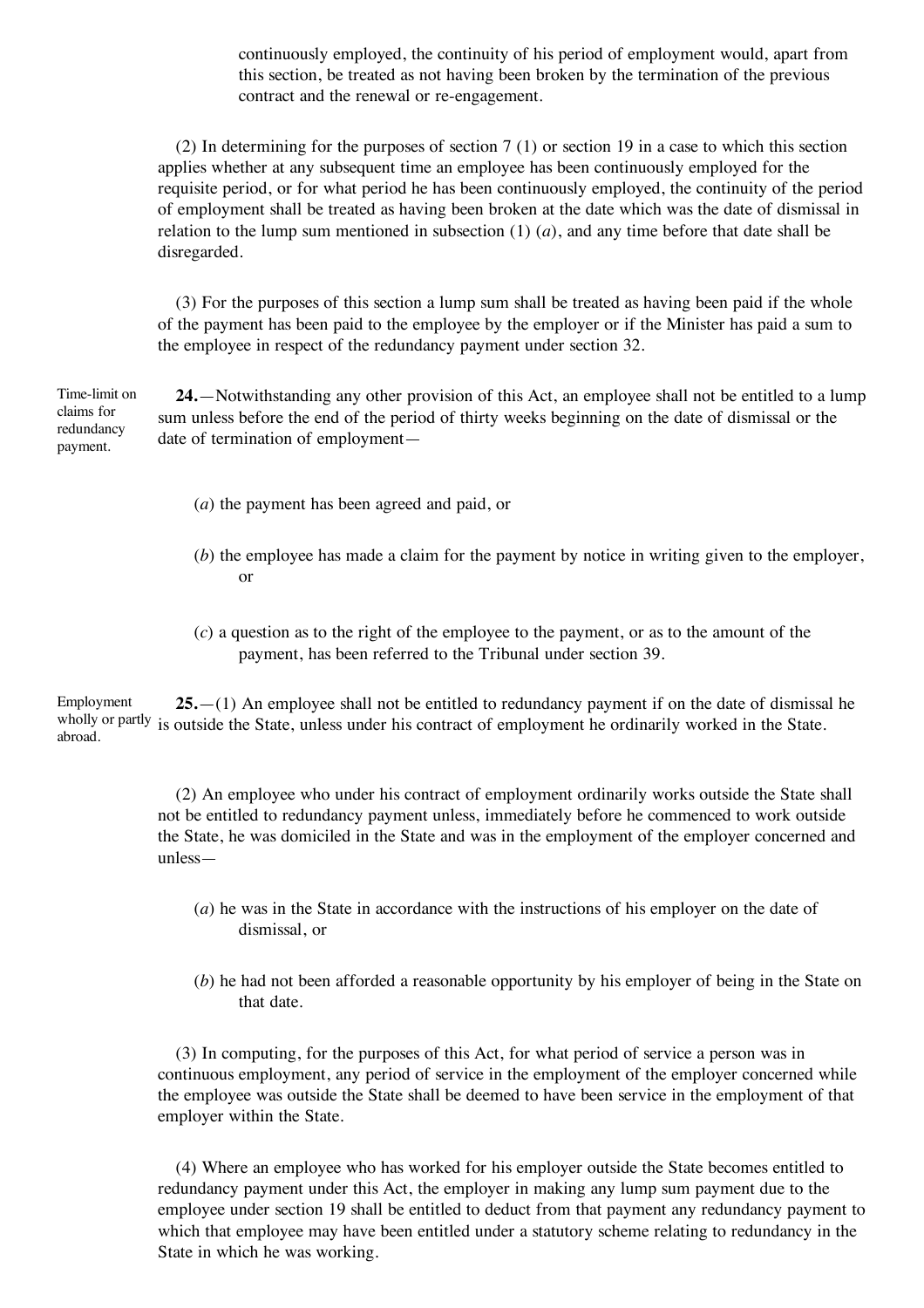continuously employed, the continuity of his period of employment would, apart from this section, be treated as not having been broken by the termination of the previous contract and the renewal or re-engagement.

(2) In determining for the purposes of section 7 (1) or section 19 in a case to which this section applies whether at any subsequent time an employee has been continuously employed for the requisite period, or for what period he has been continuously employed, the continuity of the period of employment shall be treated as having been broken at the date which was the date of dismissal in relation to the lump sum mentioned in subsection (1) (*a*), and any time before that date shall be disregarded.

(3) For the purposes of this section a lump sum shall be treated as having been paid if the whole of the payment has been paid to the employee by the employer or if the Minister has paid a sum to the employee in respect of the redundancy payment under section 32.

Time-limit on claims for redundancy payment.

**24.**—Notwithstanding any other provision of this Act, an employee shall not be entitled to a lump sum unless before the end of the period of thirty weeks beginning on the date of dismissal or the date of termination of employment—

(*a*) the payment has been agreed and paid, or

(*b*) the employee has made a claim for the payment by notice in writing given to the employer, or

(*c*) a question as to the right of the employee to the payment, or as to the amount of the payment, has been referred to the Tribunal under section 39.

Employment wholly or partly abroad.

**25.**—(1) An employee shall not be entitled to redundancy payment if on the date of dismissal he is outside the State, unless under his contract of employment he ordinarily worked in the State.

(2) An employee who under his contract of employment ordinarily works outside the State shall not be entitled to redundancy payment unless, immediately before he commenced to work outside the State, he was domiciled in the State and was in the employment of the employer concerned and unless—

(*a*) he was in the State in accordance with the instructions of his employer on the date of dismissal, or

(*b*) he had not been afforded a reasonable opportunity by his employer of being in the State on that date.

(3) In computing, for the purposes of this Act, for what period of service a person was in continuous employment, any period of service in the employment of the employer concerned while the employee was outside the State shall be deemed to have been service in the employment of that employer within the State.

(4) Where an employee who has worked for his employer outside the State becomes entitled to redundancy payment under this Act, the employer in making any lump sum payment due to the employee under section 19 shall be entitled to deduct from that payment any redundancy payment to which that employee may have been entitled under a statutory scheme relating to redundancy in the State in which he was working.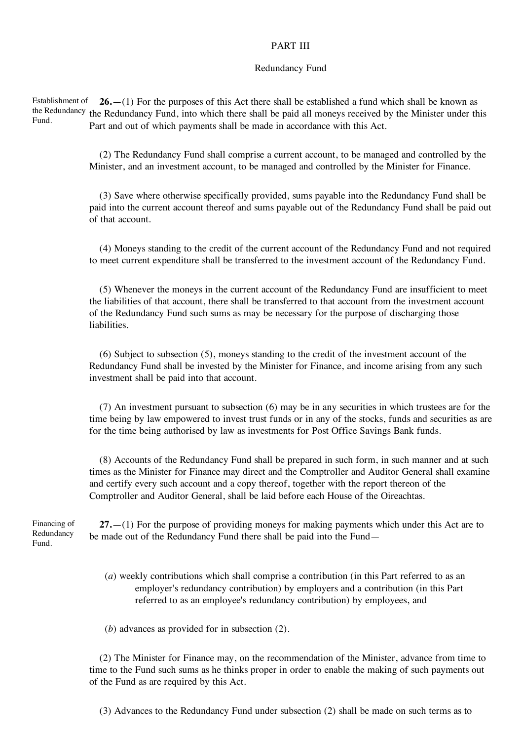## PART III

### Redundancy Fund

Establishment of the Redundancy Fund.

**26.**—(1) For the purposes of this Act there shall be established a fund which shall be known as the Redundancy Fund, into which there shall be paid all moneys received by the Minister under this Part and out of which payments shall be made in accordance with this Act.

(2) The Redundancy Fund shall comprise a current account, to be managed and controlled by the Minister, and an investment account, to be managed and controlled by the Minister for Finance.

(3) Save where otherwise specifically provided, sums payable into the Redundancy Fund shall be paid into the current account thereof and sums payable out of the Redundancy Fund shall be paid out of that account.

(4) Moneys standing to the credit of the current account of the Redundancy Fund and not required to meet current expenditure shall be transferred to the investment account of the Redundancy Fund.

(5) Whenever the moneys in the current account of the Redundancy Fund are insufficient to meet the liabilities of that account, there shall be transferred to that account from the investment account of the Redundancy Fund such sums as may be necessary for the purpose of discharging those liabilities.

(6) Subject to subsection (5), moneys standing to the credit of the investment account of the Redundancy Fund shall be invested by the Minister for Finance, and income arising from any such investment shall be paid into that account.

(7) An investment pursuant to subsection (6) may be in any securities in which trustees are for the time being by law empowered to invest trust funds or in any of the stocks, funds and securities as are for the time being authorised by law as investments for Post Office Savings Bank funds.

(8) Accounts of the Redundancy Fund shall be prepared in such form, in such manner and at such times as the Minister for Finance may direct and the Comptroller and Auditor General shall examine and certify every such account and a copy thereof, together with the report thereon of the Comptroller and Auditor General, shall be laid before each House of the Oireachtas.

Financing of Redundancy Fund.

**27.**—(1) For the purpose of providing moneys for making payments which under this Act are to be made out of the Redundancy Fund there shall be paid into the Fund—

(*a*) weekly contributions which shall comprise a contribution (in this Part referred to as an employer's redundancy contribution) by employers and a contribution (in this Part referred to as an employee's redundancy contribution) by employees, and

(*b*) advances as provided for in subsection (2).

(2) The Minister for Finance may, on the recommendation of the Minister, advance from time to time to the Fund such sums as he thinks proper in order to enable the making of such payments out of the Fund as are required by this Act.

(3) Advances to the Redundancy Fund under subsection (2) shall be made on such terms as to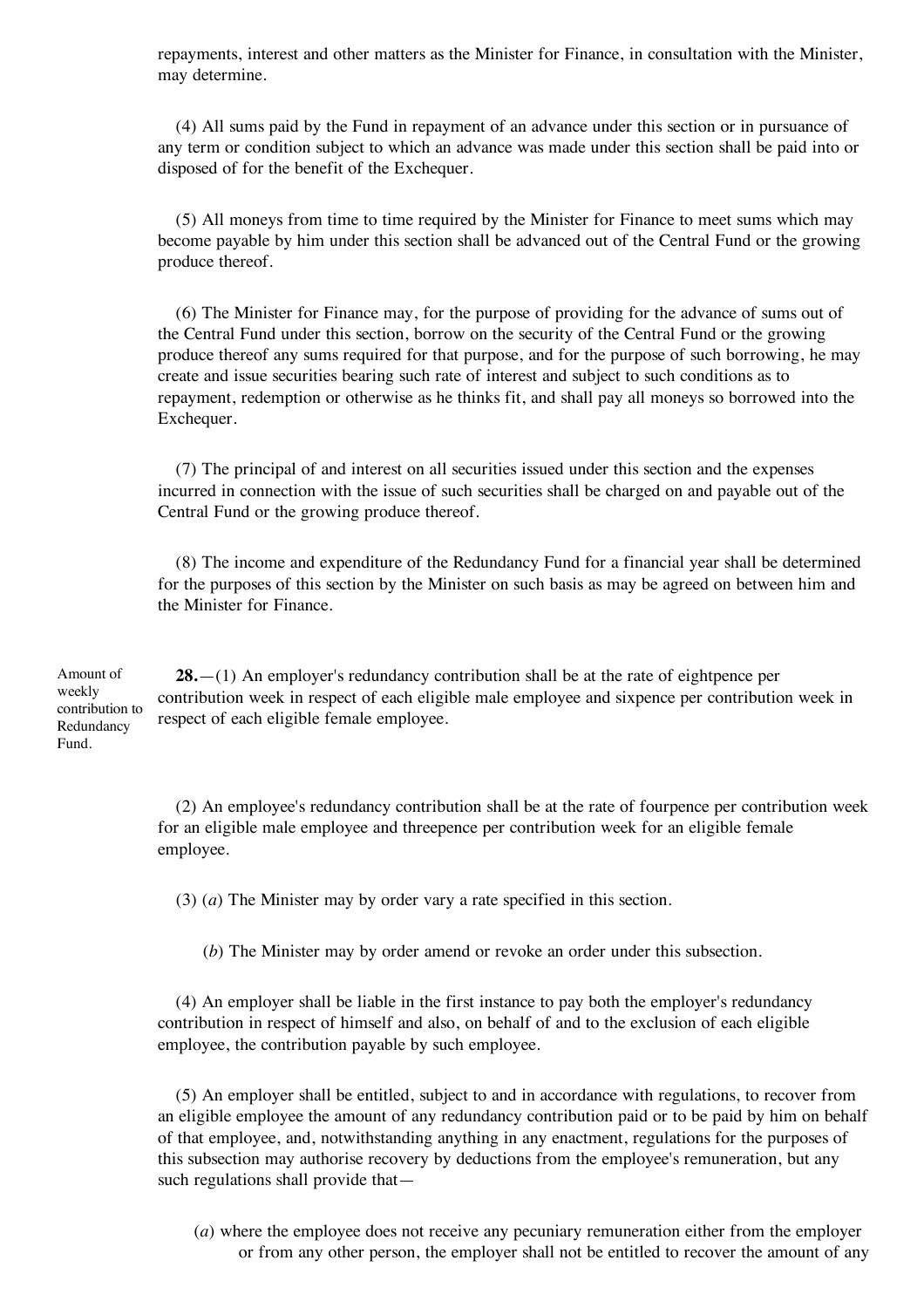repayments, interest and other matters as the Minister for Finance, in consultation with the Minister, may determine.

(4) All sums paid by the Fund in repayment of an advance under this section or in pursuance of any term or condition subject to which an advance was made under this section shall be paid into or disposed of for the benefit of the Exchequer.

(5) All moneys from time to time required by the Minister for Finance to meet sums which may become payable by him under this section shall be advanced out of the Central Fund or the growing produce thereof.

(6) The Minister for Finance may, for the purpose of providing for the advance of sums out of the Central Fund under this section, borrow on the security of the Central Fund or the growing produce thereof any sums required for that purpose, and for the purpose of such borrowing, he may create and issue securities bearing such rate of interest and subject to such conditions as to repayment, redemption or otherwise as he thinks fit, and shall pay all moneys so borrowed into the Exchequer.

(7) The principal of and interest on all securities issued under this section and the expenses incurred in connection with the issue of such securities shall be charged on and payable out of the Central Fund or the growing produce thereof.

(8) The income and expenditure of the Redundancy Fund for a financial year shall be determined for the purposes of this section by the Minister on such basis as may be agreed on between him and the Minister for Finance.

Amount of weekly contribution to Redundancy Fund.

**28.**—(1) An employer's redundancy contribution shall be at the rate of eightpence per contribution week in respect of each eligible male employee and sixpence per contribution week in respect of each eligible female employee.

(2) An employee's redundancy contribution shall be at the rate of fourpence per contribution week for an eligible male employee and threepence per contribution week for an eligible female employee.

(3) (*a*) The Minister may by order vary a rate specified in this section.

(*b*) The Minister may by order amend or revoke an order under this subsection.

(4) An employer shall be liable in the first instance to pay both the employer's redundancy contribution in respect of himself and also, on behalf of and to the exclusion of each eligible employee, the contribution payable by such employee.

(5) An employer shall be entitled, subject to and in accordance with regulations, to recover from an eligible employee the amount of any redundancy contribution paid or to be paid by him on behalf of that employee, and, notwithstanding anything in any enactment, regulations for the purposes of this subsection may authorise recovery by deductions from the employee's remuneration, but any such regulations shall provide that—

(*a*) where the employee does not receive any pecuniary remuneration either from the employer or from any other person, the employer shall not be entitled to recover the amount of any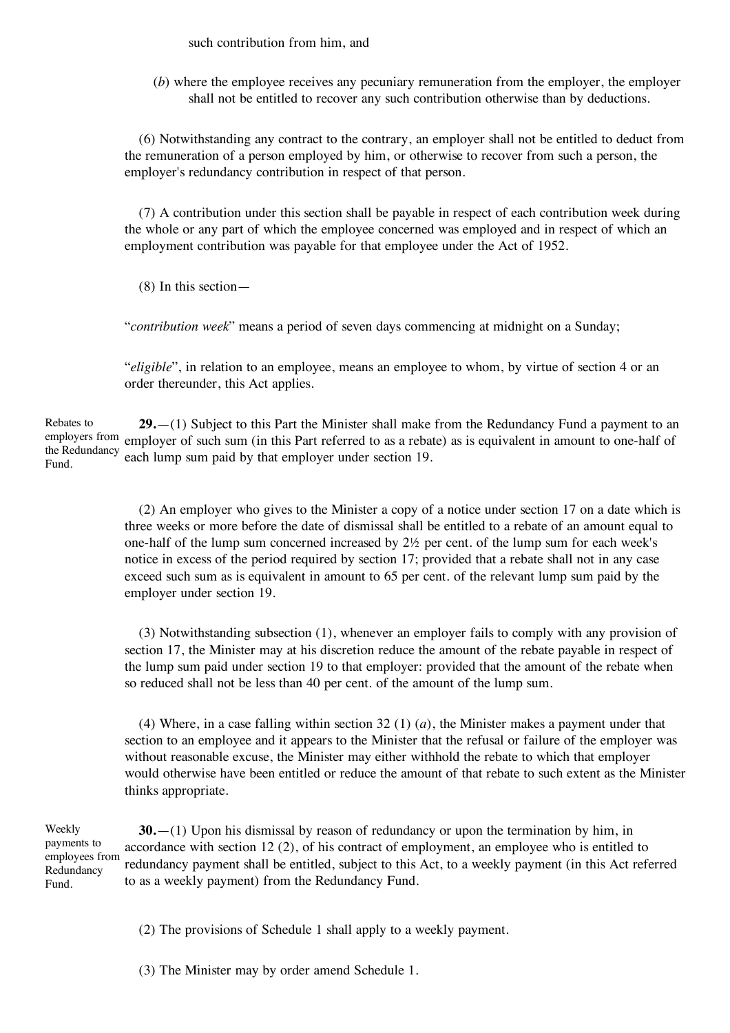such contribution from him, and

(*b*) where the employee receives any pecuniary remuneration from the employer, the employer shall not be entitled to recover any such contribution otherwise than by deductions.

(6) Notwithstanding any contract to the contrary, an employer shall not be entitled to deduct from the remuneration of a person employed by him, or otherwise to recover from such a person, the employer's redundancy contribution in respect of that person.

(7) A contribution under this section shall be payable in respect of each contribution week during the whole or any part of which the employee concerned was employed and in respect of which an employment contribution was payable for that employee under the Act of 1952.

(8) In this section—

"*contribution week*" means a period of seven days commencing at midnight on a Sunday;

"*eligible*", in relation to an employee, means an employee to whom, by virtue of section 4 or an order thereunder, this Act applies.

Rebates to employers from the Redundancy Fund.

**29.**—(1) Subject to this Part the Minister shall make from the Redundancy Fund a payment to an employer of such sum (in this Part referred to as a rebate) as is equivalent in amount to one-half of each lump sum paid by that employer under section 19.

(2) An employer who gives to the Minister a copy of a notice under section 17 on a date which is three weeks or more before the date of dismissal shall be entitled to a rebate of an amount equal to one-half of the lump sum concerned increased by 2½ per cent. of the lump sum for each week's notice in excess of the period required by section 17; provided that a rebate shall not in any case exceed such sum as is equivalent in amount to 65 per cent. of the relevant lump sum paid by the employer under section 19.

(3) Notwithstanding subsection (1), whenever an employer fails to comply with any provision of section 17, the Minister may at his discretion reduce the amount of the rebate payable in respect of the lump sum paid under section 19 to that employer: provided that the amount of the rebate when so reduced shall not be less than 40 per cent. of the amount of the lump sum.

(4) Where, in a case falling within section 32 (1) (*a*), the Minister makes a payment under that section to an employee and it appears to the Minister that the refusal or failure of the employer was without reasonable excuse, the Minister may either withhold the rebate to which that employer would otherwise have been entitled or reduce the amount of that rebate to such extent as the Minister thinks appropriate.

Weekly payments to employees from Redundancy Fund.

**30.**—(1) Upon his dismissal by reason of redundancy or upon the termination by him, in accordance with section 12 (2), of his contract of employment, an employee who is entitled to redundancy payment shall be entitled, subject to this Act, to a weekly payment (in this Act referred to as a weekly payment) from the Redundancy Fund.

(2) The provisions of Schedule 1 shall apply to a weekly payment.

(3) The Minister may by order amend Schedule 1.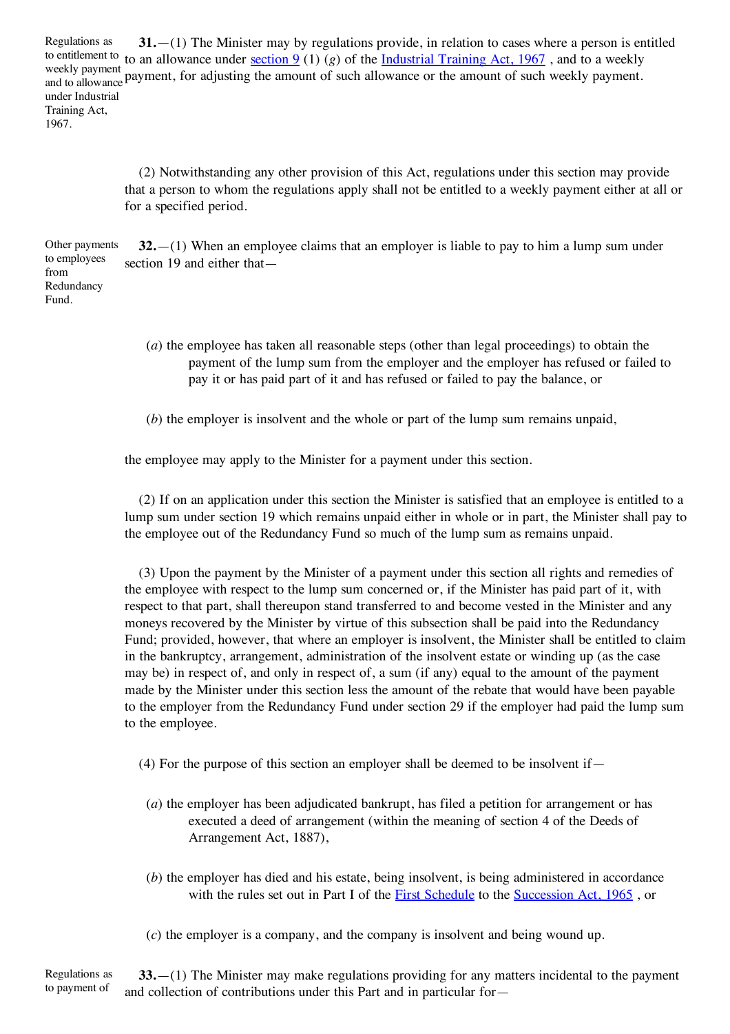Regulations as to entitlement to weekly payment and to allowance under Industrial Training Act, 1967.

**31.**—(1) The Minister may by regulations provide, in relation to cases where a person is entitled to an allowance under section 9 (1) (*g*) of the Industrial Training Act, 1967 , and to a weekly payment, for adjusting the amount of such allowance or the amount of such weekly payment.

(2) Notwithstanding any other provision of this Act, regulations under this section may provide that a person to whom the regulations apply shall not be entitled to a weekly payment either at all or for a specified period.

Other payments to employees from Redundancy Fund.

**32.**—(1) When an employee claims that an employer is liable to pay to him a lump sum under section 19 and either that—

(*a*) the employee has taken all reasonable steps (other than legal proceedings) to obtain the payment of the lump sum from the employer and the employer has refused or failed to pay it or has paid part of it and has refused or failed to pay the balance, or

(*b*) the employer is insolvent and the whole or part of the lump sum remains unpaid,

the employee may apply to the Minister for a payment under this section.

(2) If on an application under this section the Minister is satisfied that an employee is entitled to a lump sum under section 19 which remains unpaid either in whole or in part, the Minister shall pay to the employee out of the Redundancy Fund so much of the lump sum as remains unpaid.

(3) Upon the payment by the Minister of a payment under this section all rights and remedies of the employee with respect to the lump sum concerned or, if the Minister has paid part of it, with respect to that part, shall thereupon stand transferred to and become vested in the Minister and any moneys recovered by the Minister by virtue of this subsection shall be paid into the Redundancy Fund; provided, however, that where an employer is insolvent, the Minister shall be entitled to claim in the bankruptcy, arrangement, administration of the insolvent estate or winding up (as the case may be) in respect of, and only in respect of, a sum (if any) equal to the amount of the payment made by the Minister under this section less the amount of the rebate that would have been payable to the employer from the Redundancy Fund under section 29 if the employer had paid the lump sum to the employee.

(4) For the purpose of this section an employer shall be deemed to be insolvent if—

(*a*) the employer has been adjudicated bankrupt, has filed a petition for arrangement or has executed a deed of arrangement (within the meaning of section 4 of the Deeds of Arrangement Act, 1887),

(*b*) the employer has died and his estate, being insolvent, is being administered in accordance with the rules set out in Part I of the First Schedule to the Succession Act, 1965 , or

(*c*) the employer is a company, and the company is insolvent and being wound up.

Regulations as to payment of

**33.**—(1) The Minister may make regulations providing for any matters incidental to the payment and collection of contributions under this Part and in particular for—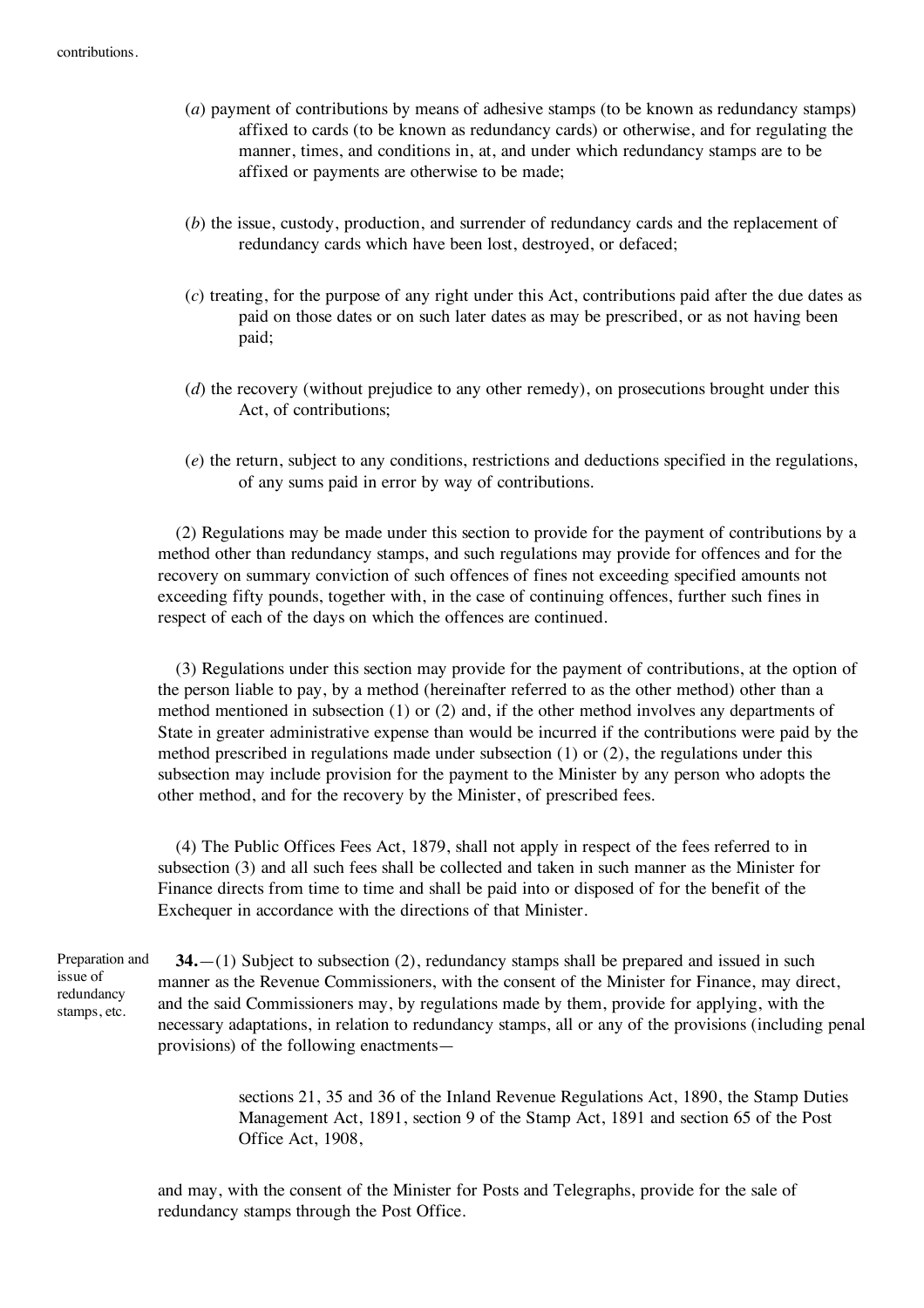contributions.

(*a*) payment of contributions by means of adhesive stamps (to be known as redundancy stamps) affixed to cards (to be known as redundancy cards) or otherwise, and for regulating the manner, times, and conditions in, at, and under which redundancy stamps are to be affixed or payments are otherwise to be made;

(*b*) the issue, custody, production, and surrender of redundancy cards and the replacement of redundancy cards which have been lost, destroyed, or defaced;

(*c*) treating, for the purpose of any right under this Act, contributions paid after the due dates as paid on those dates or on such later dates as may be prescribed, or as not having been paid;

(*d*) the recovery (without prejudice to any other remedy), on prosecutions brought under this Act, of contributions;

(*e*) the return, subject to any conditions, restrictions and deductions specified in the regulations, of any sums paid in error by way of contributions.

(2) Regulations may be made under this section to provide for the payment of contributions by a method other than redundancy stamps, and such regulations may provide for offences and for the recovery on summary conviction of such offences of fines not exceeding specified amounts not exceeding fifty pounds, together with, in the case of continuing offences, further such fines in respect of each of the days on which the offences are continued.

(3) Regulations under this section may provide for the payment of contributions, at the option of the person liable to pay, by a method (hereinafter referred to as the other method) other than a method mentioned in subsection (1) or (2) and, if the other method involves any departments of State in greater administrative expense than would be incurred if the contributions were paid by the method prescribed in regulations made under subsection (1) or (2), the regulations under this subsection may include provision for the payment to the Minister by any person who adopts the other method, and for the recovery by the Minister, of prescribed fees.

(4) The Public Offices Fees Act, 1879, shall not apply in respect of the fees referred to in subsection (3) and all such fees shall be collected and taken in such manner as the Minister for Finance directs from time to time and shall be paid into or disposed of for the benefit of the Exchequer in accordance with the directions of that Minister.

Preparation and issue of redundancy stamps, etc.

**34.**—(1) Subject to subsection (2), redundancy stamps shall be prepared and issued in such manner as the Revenue Commissioners, with the consent of the Minister for Finance, may direct, and the said Commissioners may, by regulations made by them, provide for applying, with the necessary adaptations, in relation to redundancy stamps, all or any of the provisions (including penal provisions) of the following enactments—

sections 21, 35 and 36 of the Inland Revenue Regulations Act, 1890, the Stamp Duties Management Act, 1891, section 9 of the Stamp Act, 1891 and section 65 of the Post Office Act, 1908,

and may, with the consent of the Minister for Posts and Telegraphs, provide for the sale of redundancy stamps through the Post Office.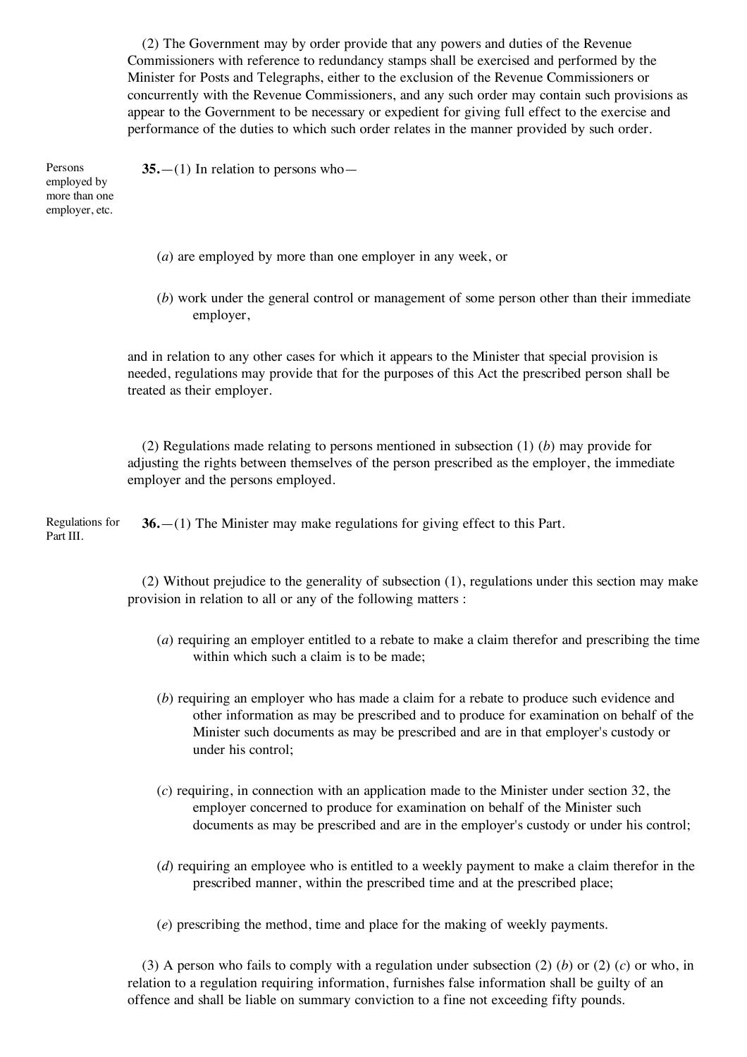(2) The Government may by order provide that any powers and duties of the Revenue Commissioners with reference to redundancy stamps shall be exercised and performed by the Minister for Posts and Telegraphs, either to the exclusion of the Revenue Commissioners or concurrently with the Revenue Commissioners, and any such order may contain such provisions as appear to the Government to be necessary or expedient for giving full effect to the exercise and performance of the duties to which such order relates in the manner provided by such order.

Persons employed by more than one employer, etc.

**35.**—(1) In relation to persons who—

(*a*) are employed by more than one employer in any week, or

(*b*) work under the general control or management of some person other than their immediate employer,

and in relation to any other cases for which it appears to the Minister that special provision is needed, regulations may provide that for the purposes of this Act the prescribed person shall be treated as their employer.

(2) Regulations made relating to persons mentioned in subsection (1) (*b*) may provide for adjusting the rights between themselves of the person prescribed as the employer, the immediate employer and the persons employed.

Regulations for Part III.

**36.**—(1) The Minister may make regulations for giving effect to this Part.

(2) Without prejudice to the generality of subsection (1), regulations under this section may make provision in relation to all or any of the following matters :

(*a*) requiring an employer entitled to a rebate to make a claim therefor and prescribing the time within which such a claim is to be made;

(*b*) requiring an employer who has made a claim for a rebate to produce such evidence and other information as may be prescribed and to produce for examination on behalf of the Minister such documents as may be prescribed and are in that employer's custody or under his control;

(*c*) requiring, in connection with an application made to the Minister under section 32, the employer concerned to produce for examination on behalf of the Minister such documents as may be prescribed and are in the employer's custody or under his control;

(*d*) requiring an employee who is entitled to a weekly payment to make a claim therefor in the prescribed manner, within the prescribed time and at the prescribed place;

(*e*) prescribing the method, time and place for the making of weekly payments.

(3) A person who fails to comply with a regulation under subsection (2) (*b*) or (2) (*c*) or who, in relation to a regulation requiring information, furnishes false information shall be guilty of an offence and shall be liable on summary conviction to a fine not exceeding fifty pounds.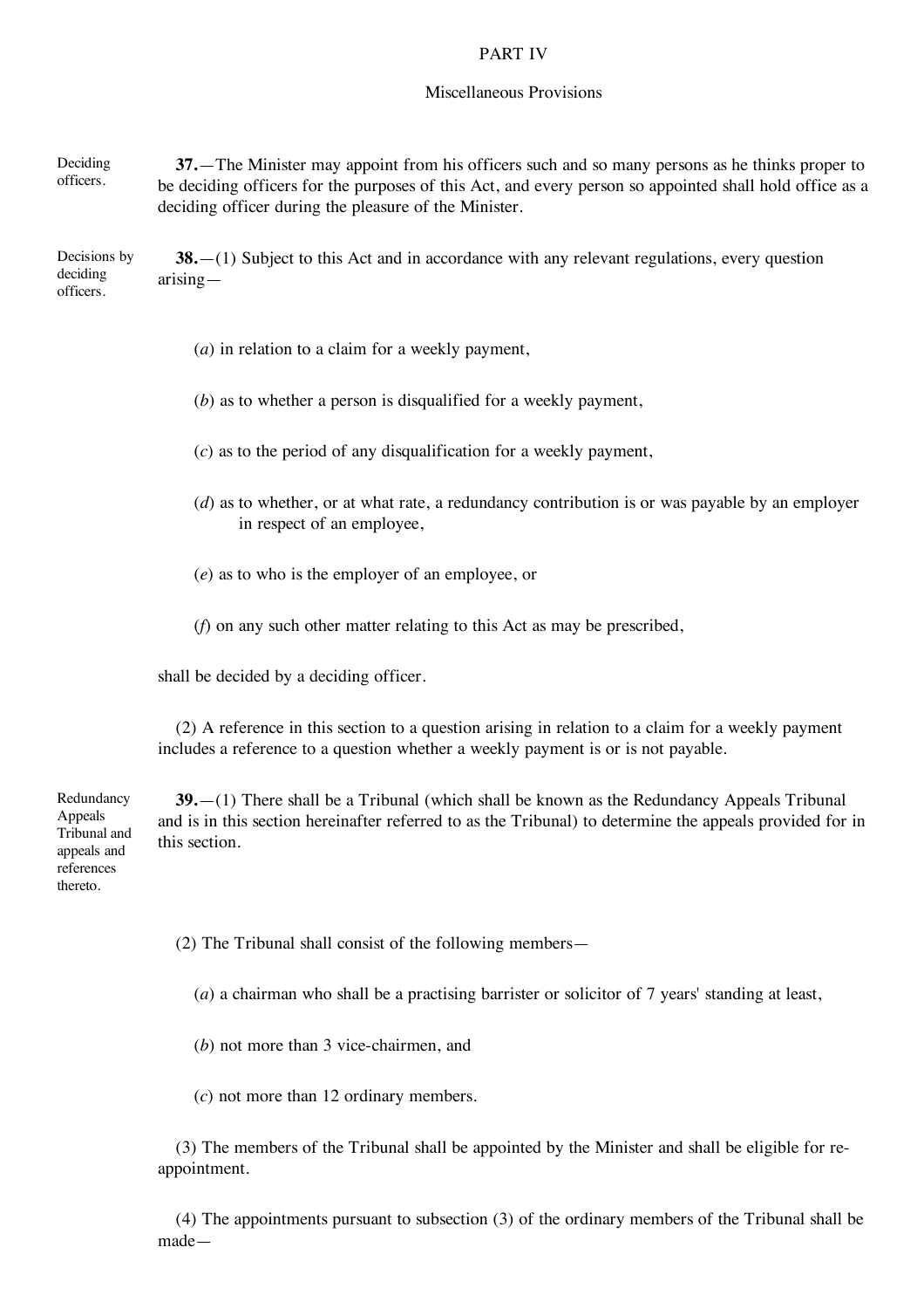## PART IV

### Miscellaneous Provisions

Deciding officers.

**37.**—The Minister may appoint from his officers such and so many persons as he thinks proper to be deciding officers for the purposes of this Act, and every person so appointed shall hold office as a deciding officer during the pleasure of the Minister.

Decisions by deciding officers.

**38.**—(1) Subject to this Act and in accordance with any relevant regulations, every question arising—

(*a*) in relation to a claim for a weekly payment,

(*b*) as to whether a person is disqualified for a weekly payment,

(*c*) as to the period of any disqualification for a weekly payment,

(*d*) as to whether, or at what rate, a redundancy contribution is or was payable by an employer in respect of an employee,

(*e*) as to who is the employer of an employee, or

(*f*) on any such other matter relating to this Act as may be prescribed,

shall be decided by a deciding officer.

(2) A reference in this section to a question arising in relation to a claim for a weekly payment includes a reference to a question whether a weekly payment is or is not payable.

Redundancy Appeals Tribunal and appeals and references thereto.

**39.**—(1) There shall be a Tribunal (which shall be known as the Redundancy Appeals Tribunal and is in this section hereinafter referred to as the Tribunal) to determine the appeals provided for in this section.

(2) The Tribunal shall consist of the following members—

(*a*) a chairman who shall be a practising barrister or solicitor of 7 years' standing at least,

(*b*) not more than 3 vice-chairmen, and

(*c*) not more than 12 ordinary members.

(3) The members of the Tribunal shall be appointed by the Minister and shall be eligible for re-appointment.

(4) The appointments pursuant to subsection (3) of the ordinary members of the Tribunal shall be made—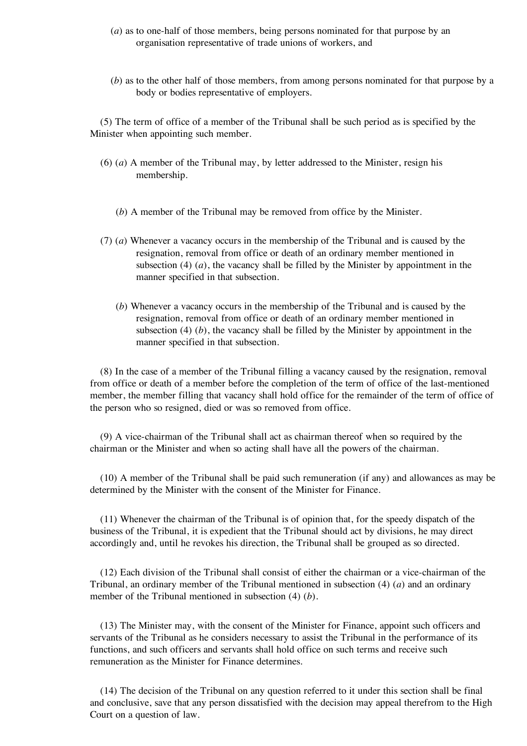(*a*) as to one-half of those members, being persons nominated for that purpose by an organisation representative of trade unions of workers, and

(*b*) as to the other half of those members, from among persons nominated for that purpose by a body or bodies representative of employers.

(5) The term of office of a member of the Tribunal shall be such period as is specified by the Minister when appointing such member.

(6) (*a*) A member of the Tribunal may, by letter addressed to the Minister, resign his membership.

(*b*) A member of the Tribunal may be removed from office by the Minister.

(7) (*a*) Whenever a vacancy occurs in the membership of the Tribunal and is caused by the resignation, removal from office or death of an ordinary member mentioned in subsection (4) (*a*), the vacancy shall be filled by the Minister by appointment in the manner specified in that subsection.

(*b*) Whenever a vacancy occurs in the membership of the Tribunal and is caused by the resignation, removal from office or death of an ordinary member mentioned in subsection (4) (*b*), the vacancy shall be filled by the Minister by appointment in the manner specified in that subsection.

(8) In the case of a member of the Tribunal filling a vacancy caused by the resignation, removal from office or death of a member before the completion of the term of office of the last-mentioned member, the member filling that vacancy shall hold office for the remainder of the term of office of the person who so resigned, died or was so removed from office.

(9) A vice-chairman of the Tribunal shall act as chairman thereof when so required by the chairman or the Minister and when so acting shall have all the powers of the chairman.

(10) A member of the Tribunal shall be paid such remuneration (if any) and allowances as may be determined by the Minister with the consent of the Minister for Finance.

(11) Whenever the chairman of the Tribunal is of opinion that, for the speedy dispatch of the business of the Tribunal, it is expedient that the Tribunal should act by divisions, he may direct accordingly and, until he revokes his direction, the Tribunal shall be grouped as so directed.

(12) Each division of the Tribunal shall consist of either the chairman or a vice-chairman of the Tribunal, an ordinary member of the Tribunal mentioned in subsection (4) (*a*) and an ordinary member of the Tribunal mentioned in subsection (4) (*b*).

(13) The Minister may, with the consent of the Minister for Finance, appoint such officers and servants of the Tribunal as he considers necessary to assist the Tribunal in the performance of its functions, and such officers and servants shall hold office on such terms and receive such remuneration as the Minister for Finance determines.

(14) The decision of the Tribunal on any question referred to it under this section shall be final and conclusive, save that any person dissatisfied with the decision may appeal therefrom to the High Court on a question of law.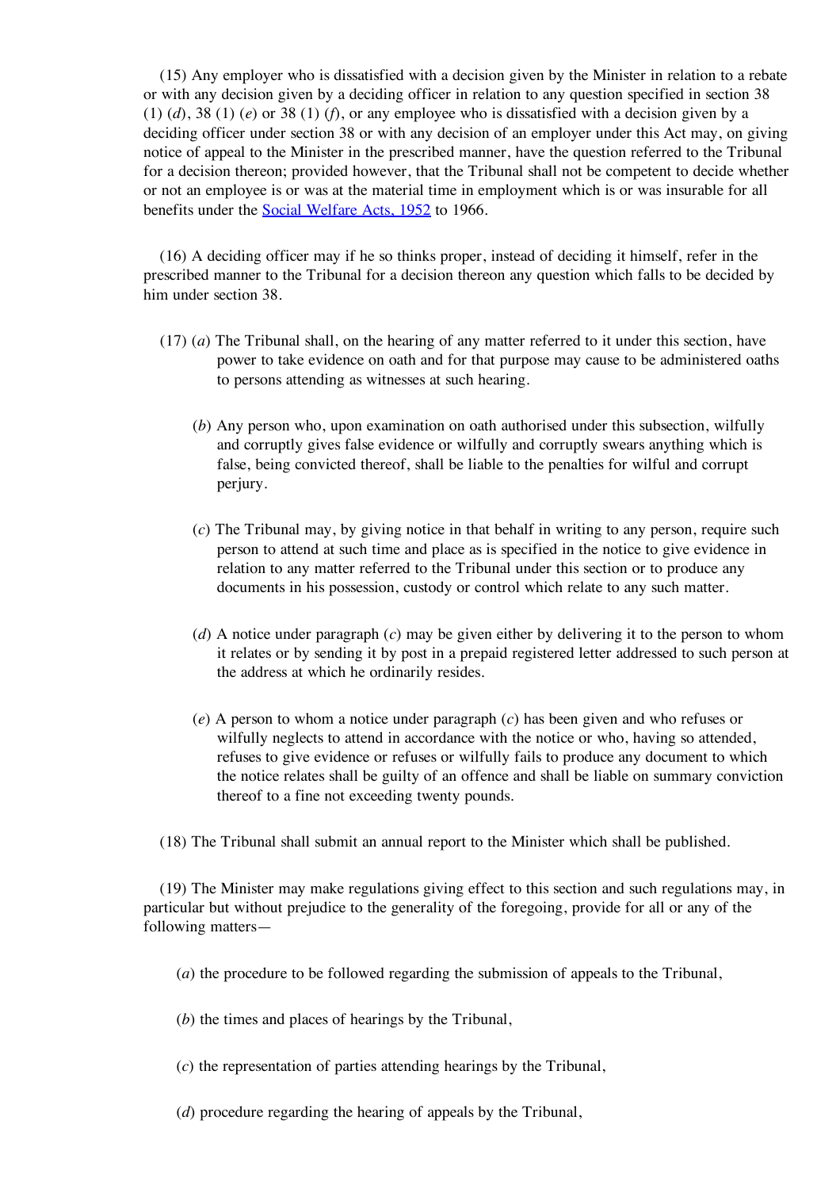(15) Any employer who is dissatisfied with a decision given by the Minister in relation to a rebate or with any decision given by a deciding officer in relation to any question specified in section 38 (1) (*d*), 38 (1) (*e*) or 38 (1) (*f*), or any employee who is dissatisfied with a decision given by a deciding officer under section 38 or with any decision of an employer under this Act may, on giving notice of appeal to the Minister in the prescribed manner, have the question referred to the Tribunal for a decision thereon; provided however, that the Tribunal shall not be competent to decide whether or not an employee is or was at the material time in employment which is or was insurable for all benefits under the Social Welfare Acts, 1952 to 1966.

(16) A deciding officer may if he so thinks proper, instead of deciding it himself, refer in the prescribed manner to the Tribunal for a decision thereon any question which falls to be decided by him under section 38.

(17) (*a*) The Tribunal shall, on the hearing of any matter referred to it under this section, have power to take evidence on oath and for that purpose may cause to be administered oaths to persons attending as witnesses at such hearing.

(*b*) Any person who, upon examination on oath authorised under this subsection, wilfully and corruptly gives false evidence or wilfully and corruptly swears anything which is false, being convicted thereof, shall be liable to the penalties for wilful and corrupt perjury.

(*c*) The Tribunal may, by giving notice in that behalf in writing to any person, require such person to attend at such time and place as is specified in the notice to give evidence in relation to any matter referred to the Tribunal under this section or to produce any documents in his possession, custody or control which relate to any such matter.

(*d*) A notice under paragraph (*c*) may be given either by delivering it to the person to whom it relates or by sending it by post in a prepaid registered letter addressed to such person at the address at which he ordinarily resides.

(*e*) A person to whom a notice under paragraph (*c*) has been given and who refuses or wilfully neglects to attend in accordance with the notice or who, having so attended, refuses to give evidence or refuses or wilfully fails to produce any document to which the notice relates shall be guilty of an offence and shall be liable on summary conviction thereof to a fine not exceeding twenty pounds.

(18) The Tribunal shall submit an annual report to the Minister which shall be published.

(19) The Minister may make regulations giving effect to this section and such regulations may, in particular but without prejudice to the generality of the foregoing, provide for all or any of the following matters—

(*a*) the procedure to be followed regarding the submission of appeals to the Tribunal,

(*b*) the times and places of hearings by the Tribunal,

(*c*) the representation of parties attending hearings by the Tribunal,

(*d*) procedure regarding the hearing of appeals by the Tribunal,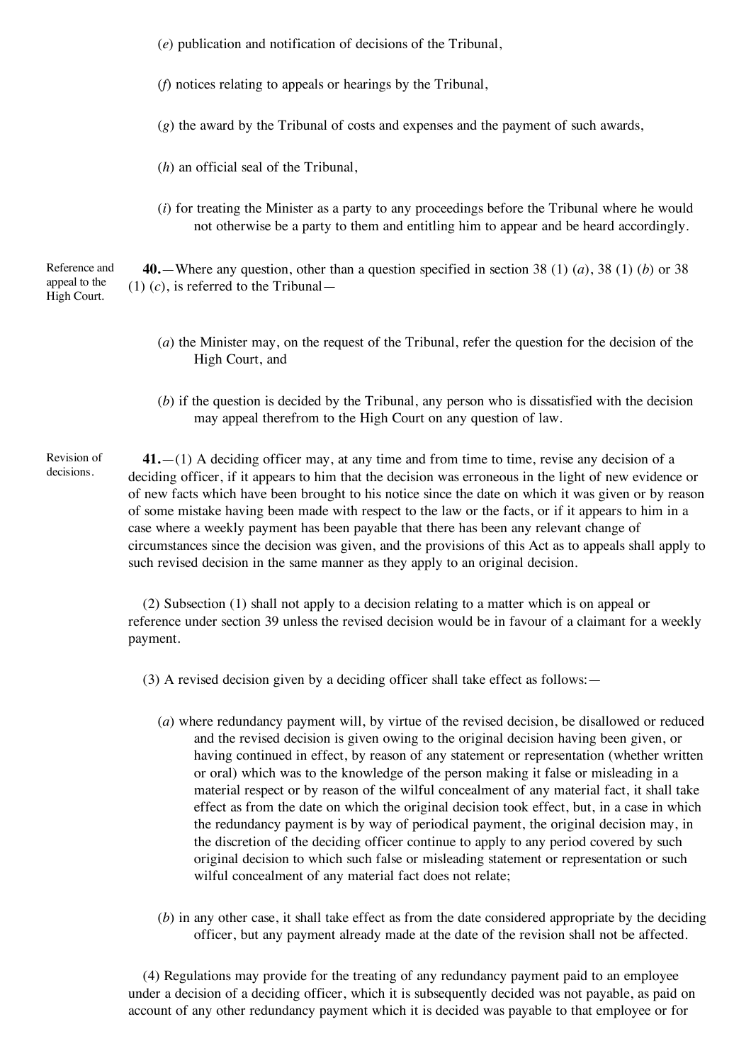(*e*) publication and notification of decisions of the Tribunal,

(*f*) notices relating to appeals or hearings by the Tribunal,

(*g*) the award by the Tribunal of costs and expenses and the payment of such awards,

(*h*) an official seal of the Tribunal,

(*i*) for treating the Minister as a party to any proceedings before the Tribunal where he would not otherwise be a party to them and entitling him to appear and be heard accordingly.

Reference and appeal to the High Court.

**40.**—Where any question, other than a question specified in section 38 (1) (*a*), 38 (1) (*b*) or 38 (1) (*c*), is referred to the Tribunal—

(*a*) the Minister may, on the request of the Tribunal, refer the question for the decision of the High Court, and

(*b*) if the question is decided by the Tribunal, any person who is dissatisfied with the decision may appeal therefrom to the High Court on any question of law.

Revision of decisions.

**41.**—(1) A deciding officer may, at any time and from time to time, revise any decision of a deciding officer, if it appears to him that the decision was erroneous in the light of new evidence or of new facts which have been brought to his notice since the date on which it was given or by reason of some mistake having been made with respect to the law or the facts, or if it appears to him in a case where a weekly payment has been payable that there has been any relevant change of circumstances since the decision was given, and the provisions of this Act as to appeals shall apply to such revised decision in the same manner as they apply to an original decision.

(2) Subsection (1) shall not apply to a decision relating to a matter which is on appeal or reference under section 39 unless the revised decision would be in favour of a claimant for a weekly payment.

(3) A revised decision given by a deciding officer shall take effect as follows:—

(*a*) where redundancy payment will, by virtue of the revised decision, be disallowed or reduced and the revised decision is given owing to the original decision having been given, or having continued in effect, by reason of any statement or representation (whether written or oral) which was to the knowledge of the person making it false or misleading in a material respect or by reason of the wilful concealment of any material fact, it shall take effect as from the date on which the original decision took effect, but, in a case in which the redundancy payment is by way of periodical payment, the original decision may, in the discretion of the deciding officer continue to apply to any period covered by such original decision to which such false or misleading statement or representation or such wilful concealment of any material fact does not relate;

(*b*) in any other case, it shall take effect as from the date considered appropriate by the deciding officer, but any payment already made at the date of the revision shall not be affected.

(4) Regulations may provide for the treating of any redundancy payment paid to an employee under a decision of a deciding officer, which it is subsequently decided was not payable, as paid on account of any other redundancy payment which it is decided was payable to that employee or for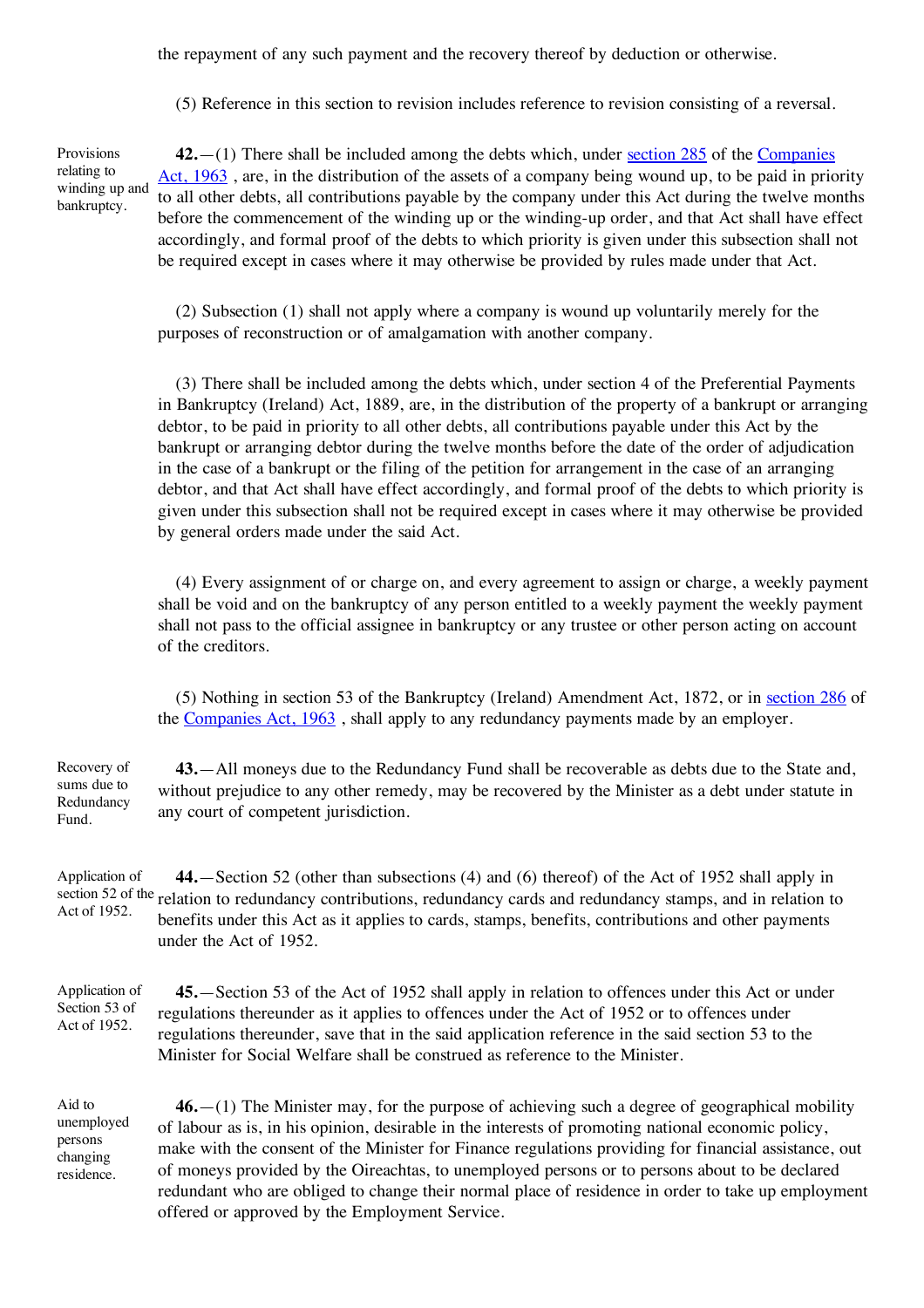the repayment of any such payment and the recovery thereof by deduction or otherwise.

(5) Reference in this section to revision includes reference to revision consisting of a reversal.

Provisions relating to winding up and bankruptcy.

**42.**—(1) There shall be included among the debts which, under section 285 of the Companies Act, 1963 , are, in the distribution of the assets of a company being wound up, to be paid in priority to all other debts, all contributions payable by the company under this Act during the twelve months before the commencement of the winding up or the winding-up order, and that Act shall have effect accordingly, and formal proof of the debts to which priority is given under this subsection shall not be required except in cases where it may otherwise be provided by rules made under that Act.

(2) Subsection (1) shall not apply where a company is wound up voluntarily merely for the purposes of reconstruction or of amalgamation with another company.

(3) There shall be included among the debts which, under section 4 of the Preferential Payments in Bankruptcy (Ireland) Act, 1889, are, in the distribution of the property of a bankrupt or arranging debtor, to be paid in priority to all other debts, all contributions payable under this Act by the bankrupt or arranging debtor during the twelve months before the date of the order of adjudication in the case of a bankrupt or the filing of the petition for arrangement in the case of an arranging debtor, and that Act shall have effect accordingly, and formal proof of the debts to which priority is given under this subsection shall not be required except in cases where it may otherwise be provided by general orders made under the said Act.

(4) Every assignment of or charge on, and every agreement to assign or charge, a weekly payment shall be void and on the bankruptcy of any person entitled to a weekly payment the weekly payment shall not pass to the official assignee in bankruptcy or any trustee or other person acting on account of the creditors.

(5) Nothing in section 53 of the Bankruptcy (Ireland) Amendment Act, 1872, or in section 286 of the Companies Act, 1963 , shall apply to any redundancy payments made by an employer.

Recovery of sums due to Redundancy Fund.

**43.**—All moneys due to the Redundancy Fund shall be recoverable as debts due to the State and, without prejudice to any other remedy, may be recovered by the Minister as a debt under statute in any court of competent jurisdiction.

Application of section 52 of the Act of 1952.

**44.**—Section 52 (other than subsections (4) and (6) thereof) of the Act of 1952 shall apply in relation to redundancy contributions, redundancy cards and redundancy stamps, and in relation to benefits under this Act as it applies to cards, stamps, benefits, contributions and other payments under the Act of 1952.

Application of Section 53 of Act of 1952.

**45.**—Section 53 of the Act of 1952 shall apply in relation to offences under this Act or under regulations thereunder as it applies to offences under the Act of 1952 or to offences under regulations thereunder, save that in the said application reference in the said section 53 to the Minister for Social Welfare shall be construed as reference to the Minister.

Aid to unemployed persons changing residence.

**46.**—(1) The Minister may, for the purpose of achieving such a degree of geographical mobility of labour as is, in his opinion, desirable in the interests of promoting national economic policy, make with the consent of the Minister for Finance regulations providing for financial assistance, out of moneys provided by the Oireachtas, to unemployed persons or to persons about to be declared redundant who are obliged to change their normal place of residence in order to take up employment offered or approved by the Employment Service.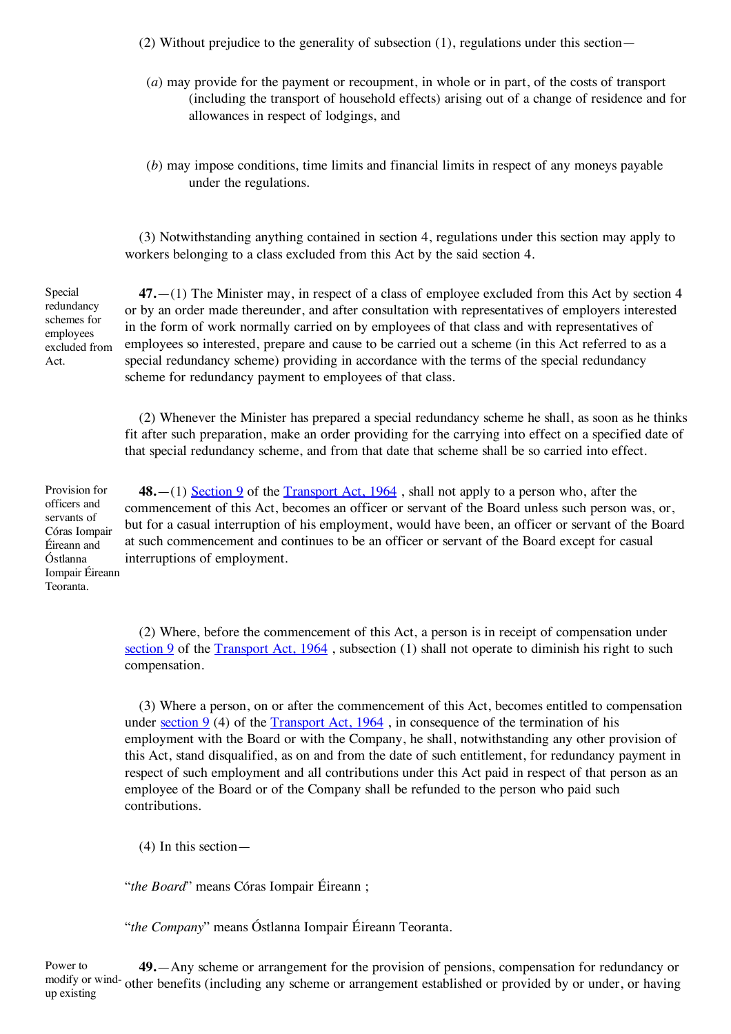(2) Without prejudice to the generality of subsection (1), regulations under this section—

(*a*) may provide for the payment or recoupment, in whole or in part, of the costs of transport (including the transport of household effects) arising out of a change of residence and for allowances in respect of lodgings, and

(*b*) may impose conditions, time limits and financial limits in respect of any moneys payable under the regulations.

(3) Notwithstanding anything contained in section 4, regulations under this section may apply to workers belonging to a class excluded from this Act by the said section 4.

Special redundancy schemes for employees excluded from Act.

**47.**—(1) The Minister may, in respect of a class of employee excluded from this Act by section 4 or by an order made thereunder, and after consultation with representatives of employers interested in the form of work normally carried on by employees of that class and with representatives of employees so interested, prepare and cause to be carried out a scheme (in this Act referred to as a special redundancy scheme) providing in accordance with the terms of the special redundancy scheme for redundancy payment to employees of that class.

(2) Whenever the Minister has prepared a special redundancy scheme he shall, as soon as he thinks fit after such preparation, make an order providing for the carrying into effect on a specified date of that special redundancy scheme, and from that date that scheme shall be so carried into effect.

Provision for officers and servants of Córas Iompair Éireann and Óstlanna Iompair Éireann Teoranta.

**48.**—(1) Section 9 of the Transport Act, 1964 , shall not apply to a person who, after the commencement of this Act, becomes an officer or servant of the Board unless such person was, or, but for a casual interruption of his employment, would have been, an officer or servant of the Board at such commencement and continues to be an officer or servant of the Board except for casual interruptions of employment.

(2) Where, before the commencement of this Act, a person is in receipt of compensation under section 9 of the Transport Act, 1964 , subsection (1) shall not operate to diminish his right to such compensation.

(3) Where a person, on or after the commencement of this Act, becomes entitled to compensation under section 9 (4) of the Transport Act, 1964 , in consequence of the termination of his employment with the Board or with the Company, he shall, notwithstanding any other provision of this Act, stand disqualified, as on and from the date of such entitlement, for redundancy payment in respect of such employment and all contributions under this Act paid in respect of that person as an employee of the Board or of the Company shall be refunded to the person who paid such contributions.

(4) In this section—

"*the Board*" means Córas Iompair Éireann ;

"*the Company*" means Óstlanna Iompair Éireann Teoranta.

Power to modify or wind-up existing

**49.**—Any scheme or arrangement for the provision of pensions, compensation for redundancy or other benefits (including any scheme or arrangement established or provided by or under, or having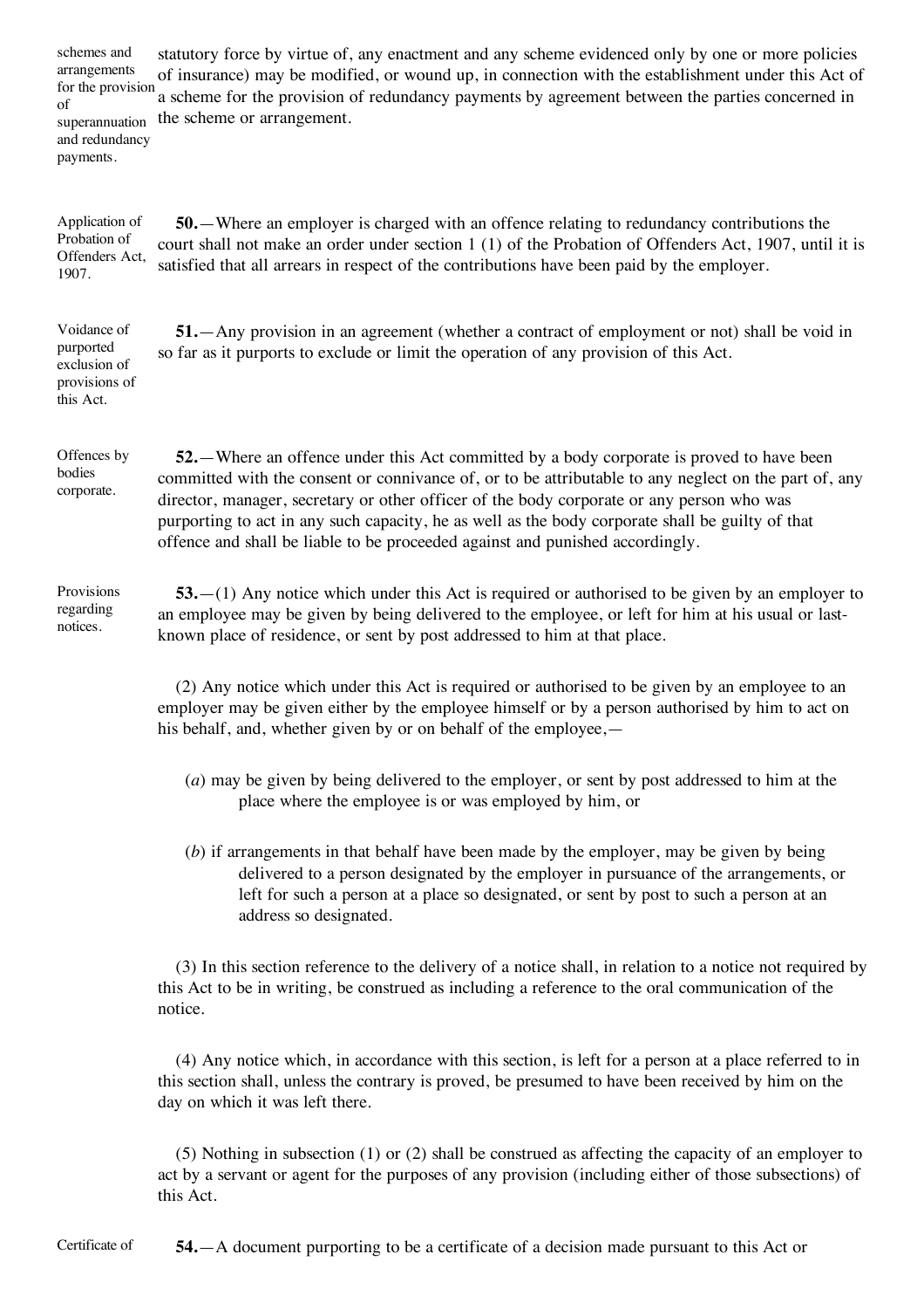statutory force by virtue of, any enactment and any scheme evidenced only by one or more policies of insurance) may be modified, or wound up, in connection with the establishment under this Act of a scheme for the provision of redundancy payments by agreement between the parties concerned in the scheme or arrangement.

schemes and arrangements for the provision of superannuation and redundancy payments.

Application of Probation of Offenders Act, 1907.

**50.**—Where an employer is charged with an offence relating to redundancy contributions the court shall not make an order under section 1 (1) of the Probation of Offenders Act, 1907, until it is satisfied that all arrears in respect of the contributions have been paid by the employer.

Voidance of purported exclusion of provisions of this Act.

**51.**—Any provision in an agreement (whether a contract of employment or not) shall be void in so far as it purports to exclude or limit the operation of any provision of this Act.

Offences by bodies corporate.

**52.**—Where an offence under this Act committed by a body corporate is proved to have been committed with the consent or connivance of, or to be attributable to any neglect on the part of, any director, manager, secretary or other officer of the body corporate or any person who was purporting to act in any such capacity, he as well as the body corporate shall be guilty of that offence and shall be liable to be proceeded against and punished accordingly.

Provisions regarding notices.

**53.**—(1) Any notice which under this Act is required or authorised to be given by an employer to an employee may be given by being delivered to the employee, or left for him at his usual or last-known place of residence, or sent by post addressed to him at that place.

(2) Any notice which under this Act is required or authorised to be given by an employee to an employer may be given either by the employee himself or by a person authorised by him to act on his behalf, and, whether given by or on behalf of the employee,—

(*a*) may be given by being delivered to the employer, or sent by post addressed to him at the place where the employee is or was employed by him, or

(*b*) if arrangements in that behalf have been made by the employer, may be given by being delivered to a person designated by the employer in pursuance of the arrangements, or left for such a person at a place so designated, or sent by post to such a person at an address so designated.

(3) In this section reference to the delivery of a notice shall, in relation to a notice not required by this Act to be in writing, be construed as including a reference to the oral communication of the notice.

(4) Any notice which, in accordance with this section, is left for a person at a place referred to in this section shall, unless the contrary is proved, be presumed to have been received by him on the day on which it was left there.

(5) Nothing in subsection (1) or (2) shall be construed as affecting the capacity of an employer to act by a servant or agent for the purposes of any provision (including either of those subsections) of this Act.

Certificate of

**54.**—A document purporting to be a certificate of a decision made pursuant to this Act or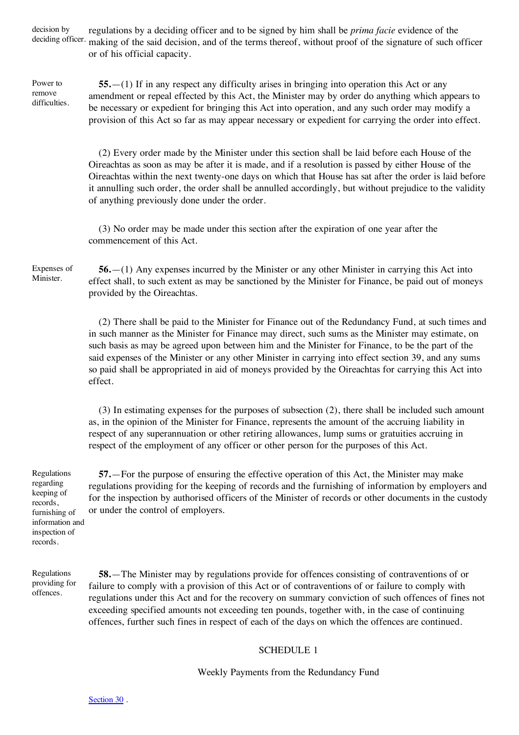decision by deciding officer. regulations by a deciding officer and to be signed by him shall be *prima facie* evidence of the making of the said decision, and of the terms thereof, without proof of the signature of such officer or of his official capacity.

Power to remove difficulties.

**55.**—(1) If in any respect any difficulty arises in bringing into operation this Act or any amendment or repeal effected by this Act, the Minister may by order do anything which appears to be necessary or expedient for bringing this Act into operation, and any such order may modify a provision of this Act so far as may appear necessary or expedient for carrying the order into effect.

(2) Every order made by the Minister under this section shall be laid before each House of the Oireachtas as soon as may be after it is made, and if a resolution is passed by either House of the Oireachtas within the next twenty-one days on which that House has sat after the order is laid before it annulling such order, the order shall be annulled accordingly, but without prejudice to the validity of anything previously done under the order.

(3) No order may be made under this section after the expiration of one year after the commencement of this Act.

Expenses of Minister.

**56.**—(1) Any expenses incurred by the Minister or any other Minister in carrying this Act into effect shall, to such extent as may be sanctioned by the Minister for Finance, be paid out of moneys provided by the Oireachtas.

(2) There shall be paid to the Minister for Finance out of the Redundancy Fund, at such times and in such manner as the Minister for Finance may direct, such sums as the Minister may estimate, on such basis as may be agreed upon between him and the Minister for Finance, to be the part of the said expenses of the Minister or any other Minister in carrying into effect section 39, and any sums so paid shall be appropriated in aid of moneys provided by the Oireachtas for carrying this Act into effect.

(3) In estimating expenses for the purposes of subsection (2), there shall be included such amount as, in the opinion of the Minister for Finance, represents the amount of the accruing liability in respect of any superannuation or other retiring allowances, lump sums or gratuities accruing in respect of the employment of any officer or other person for the purposes of this Act.

Regulations regarding keeping of records, furnishing of information and inspection of records.

**57.**—For the purpose of ensuring the effective operation of this Act, the Minister may make regulations providing for the keeping of records and the furnishing of information by employers and for the inspection by authorised officers of the Minister of records or other documents in the custody or under the control of employers.

Regulations providing for offences.

**58.**—The Minister may by regulations provide for offences consisting of contraventions of or failure to comply with a provision of this Act or of contraventions of or failure to comply with regulations under this Act and for the recovery on summary conviction of such offences of fines not exceeding specified amounts not exceeding ten pounds, together with, in the case of continuing offences, further such fines in respect of each of the days on which the offences are continued.

## SCHEDULE 1

### Weekly Payments from the Redundancy Fund

Section 30 .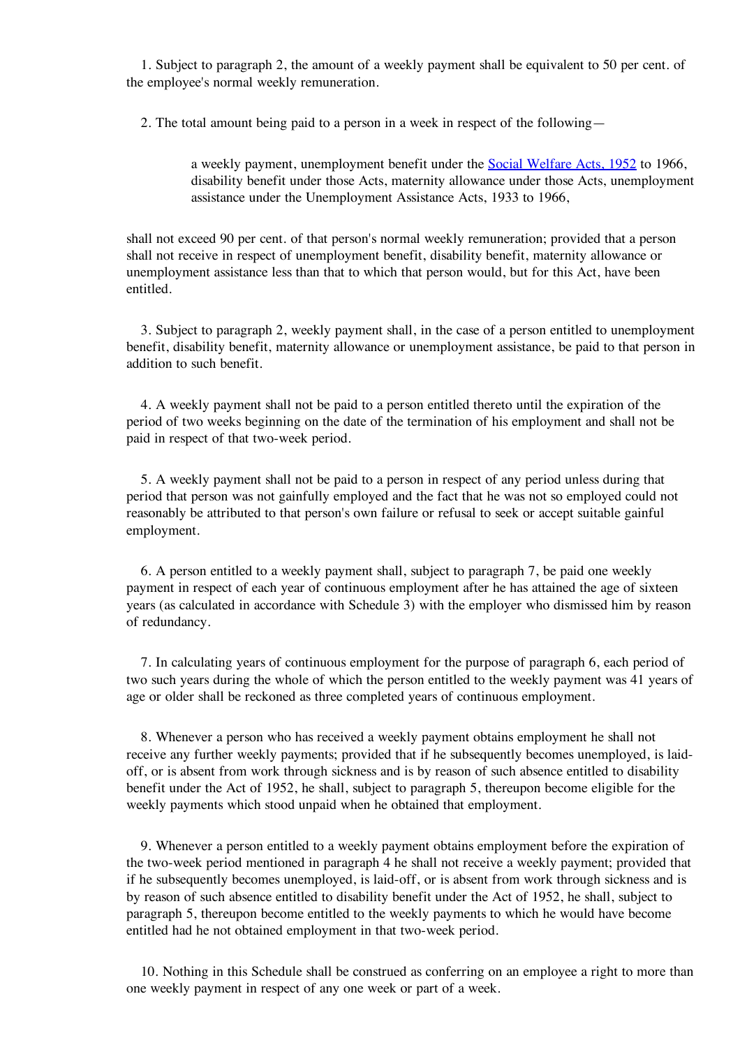1. Subject to paragraph 2, the amount of a weekly payment shall be equivalent to 50 per cent. of the employee's normal weekly remuneration.

2. The total amount being paid to a person in a week in respect of the following—

> a weekly payment, unemployment benefit under the Social Welfare Acts, 1952 to 1966, disability benefit under those Acts, maternity allowance under those Acts, unemployment assistance under the Unemployment Assistance Acts, 1933 to 1966,

shall not exceed 90 per cent. of that person's normal weekly remuneration; provided that a person shall not receive in respect of unemployment benefit, disability benefit, maternity allowance or unemployment assistance less than that to which that person would, but for this Act, have been entitled.

3. Subject to paragraph 2, weekly payment shall, in the case of a person entitled to unemployment benefit, disability benefit, maternity allowance or unemployment assistance, be paid to that person in addition to such benefit.

4. A weekly payment shall not be paid to a person entitled thereto until the expiration of the period of two weeks beginning on the date of the termination of his employment and shall not be paid in respect of that two-week period.

5. A weekly payment shall not be paid to a person in respect of any period unless during that period that person was not gainfully employed and the fact that he was not so employed could not reasonably be attributed to that person's own failure or refusal to seek or accept suitable gainful employment.

6. A person entitled to a weekly payment shall, subject to paragraph 7, be paid one weekly payment in respect of each year of continuous employment after he has attained the age of sixteen years (as calculated in accordance with Schedule 3) with the employer who dismissed him by reason of redundancy.

7. In calculating years of continuous employment for the purpose of paragraph 6, each period of two such years during the whole of which the person entitled to the weekly payment was 41 years of age or older shall be reckoned as three completed years of continuous employment.

8. Whenever a person who has received a weekly payment obtains employment he shall not receive any further weekly payments; provided that if he subsequently becomes unemployed, is laid-off, or is absent from work through sickness and is by reason of such absence entitled to disability benefit under the Act of 1952, he shall, subject to paragraph 5, thereupon become eligible for the weekly payments which stood unpaid when he obtained that employment.

9. Whenever a person entitled to a weekly payment obtains employment before the expiration of the two-week period mentioned in paragraph 4 he shall not receive a weekly payment; provided that if he subsequently becomes unemployed, is laid-off, or is absent from work through sickness and is by reason of such absence entitled to disability benefit under the Act of 1952, he shall, subject to paragraph 5, thereupon become entitled to the weekly payments to which he would have become entitled had he not obtained employment in that two-week period.

10. Nothing in this Schedule shall be construed as conferring on an employee a right to more than one weekly payment in respect of any one week or part of a week.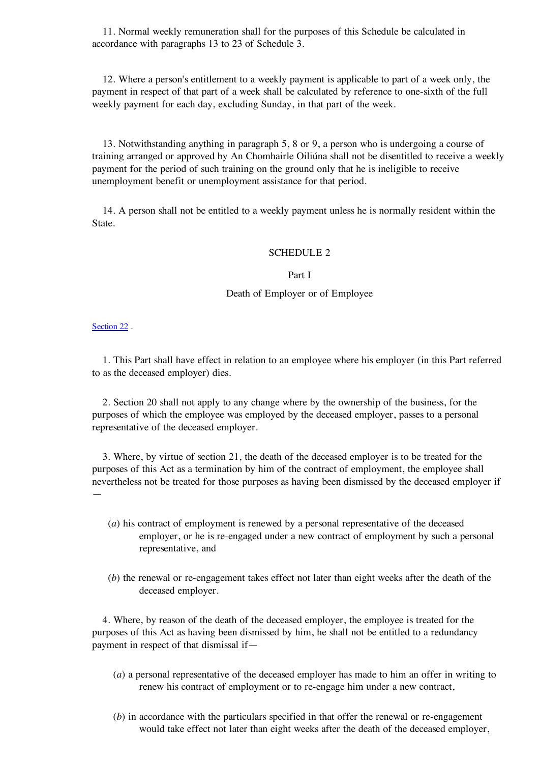11. Normal weekly remuneration shall for the purposes of this Schedule be calculated in accordance with paragraphs 13 to 23 of Schedule 3.

12. Where a person's entitlement to a weekly payment is applicable to part of a week only, the payment in respect of that part of a week shall be calculated by reference to one-sixth of the full weekly payment for each day, excluding Sunday, in that part of the week.

13. Notwithstanding anything in paragraph 5, 8 or 9, a person who is undergoing a course of training arranged or approved by An Chomhairle Oiliúna shall not be disentitled to receive a weekly payment for the period of such training on the ground only that he is ineligible to receive unemployment benefit or unemployment assistance for that period.

14. A person shall not be entitled to a weekly payment unless he is normally resident within the State.

## SCHEDULE 2

### Part I

### Death of Employer or of Employee

Section 22 .

1. This Part shall have effect in relation to an employee where his employer (in this Part referred to as the deceased employer) dies.

2. Section 20 shall not apply to any change where by the ownership of the business, for the purposes of which the employee was employed by the deceased employer, passes to a personal representative of the deceased employer.

3. Where, by virtue of section 21, the death of the deceased employer is to be treated for the purposes of this Act as a termination by him of the contract of employment, the employee shall nevertheless not be treated for those purposes as having been dismissed by the deceased employer if—

(*a*) his contract of employment is renewed by a personal representative of the deceased employer, or he is re-engaged under a new contract of employment by such a personal representative, and

(*b*) the renewal or re-engagement takes effect not later than eight weeks after the death of the deceased employer.

4. Where, by reason of the death of the deceased employer, the employee is treated for the purposes of this Act as having been dismissed by him, he shall not be entitled to a redundancy payment in respect of that dismissal if—

(*a*) a personal representative of the deceased employer has made to him an offer in writing to renew his contract of employment or to re-engage him under a new contract,

(*b*) in accordance with the particulars specified in that offer the renewal or re-engagement would take effect not later than eight weeks after the death of the deceased employer,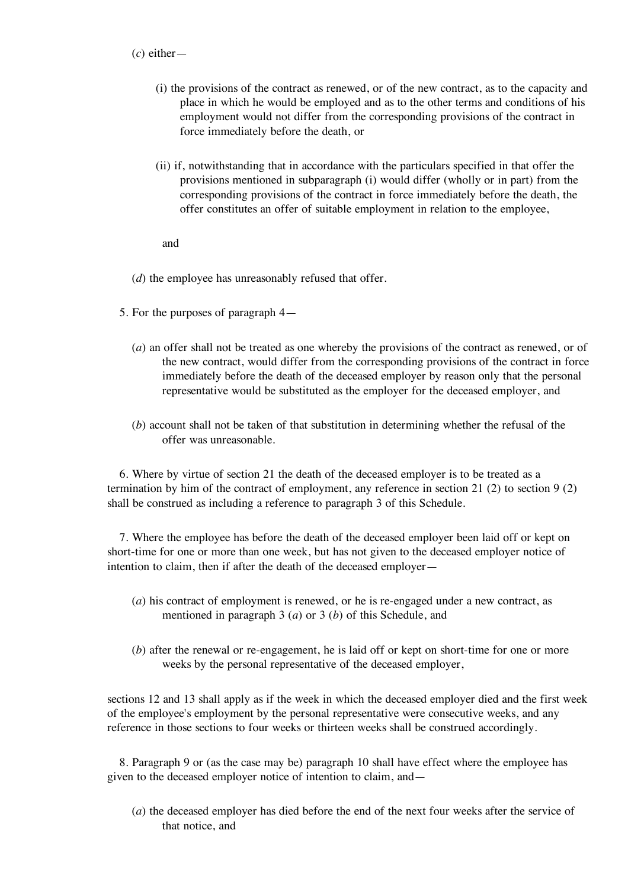(*c*) either—

(i) the provisions of the contract as renewed, or of the new contract, as to the capacity and place in which he would be employed and as to the other terms and conditions of his employment would not differ from the corresponding provisions of the contract in force immediately before the death, or

(ii) if, notwithstanding that in accordance with the particulars specified in that offer the provisions mentioned in subparagraph (i) would differ (wholly or in part) from the corresponding provisions of the contract in force immediately before the death, the offer constitutes an offer of suitable employment in relation to the employee,

and

(*d*) the employee has unreasonably refused that offer.

5. For the purposes of paragraph 4—

(*a*) an offer shall not be treated as one whereby the provisions of the contract as renewed, or of the new contract, would differ from the corresponding provisions of the contract in force immediately before the death of the deceased employer by reason only that the personal representative would be substituted as the employer for the deceased employer, and

(*b*) account shall not be taken of that substitution in determining whether the refusal of the offer was unreasonable.

6. Where by virtue of section 21 the death of the deceased employer is to be treated as a termination by him of the contract of employment, any reference in section 21 (2) to section 9 (2) shall be construed as including a reference to paragraph 3 of this Schedule.

7. Where the employee has before the death of the deceased employer been laid off or kept on short-time for one or more than one week, but has not given to the deceased employer notice of intention to claim, then if after the death of the deceased employer—

(*a*) his contract of employment is renewed, or he is re-engaged under a new contract, as mentioned in paragraph 3 (*a*) or 3 (*b*) of this Schedule, and

(*b*) after the renewal or re-engagement, he is laid off or kept on short-time for one or more weeks by the personal representative of the deceased employer,

sections 12 and 13 shall apply as if the week in which the deceased employer died and the first week of the employee's employment by the personal representative were consecutive weeks, and any reference in those sections to four weeks or thirteen weeks shall be construed accordingly.

8. Paragraph 9 or (as the case may be) paragraph 10 shall have effect where the employee has given to the deceased employer notice of intention to claim, and—

(*a*) the deceased employer has died before the end of the next four weeks after the service of that notice, and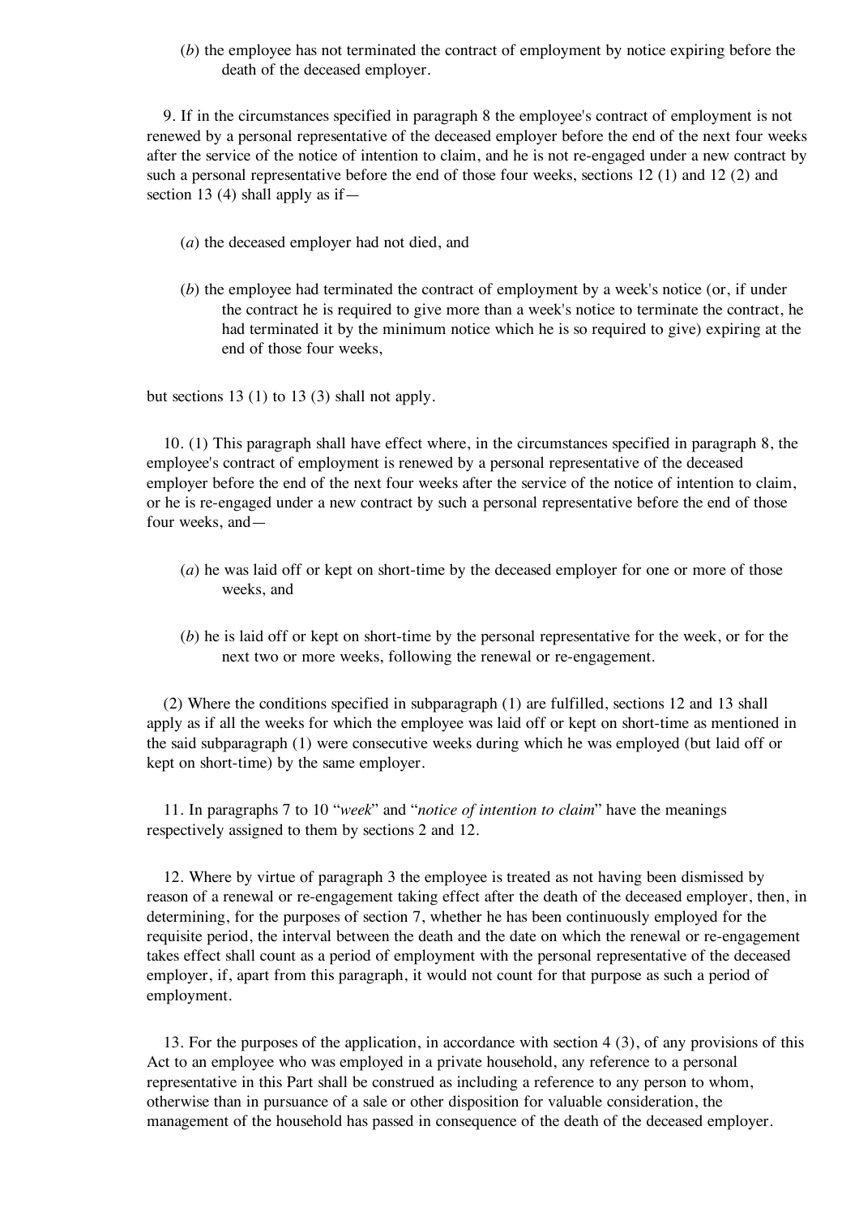(*b*) the employee has not terminated the contract of employment by notice expiring before the death of the deceased employer.

9. If in the circumstances specified in paragraph 8 the employee's contract of employment is not renewed by a personal representative of the deceased employer before the end of the next four weeks after the service of the notice of intention to claim, and he is not re-engaged under a new contract by such a personal representative before the end of those four weeks, sections 12 (1) and 12 (2) and section 13 (4) shall apply as if—

(*a*) the deceased employer had not died, and

(*b*) the employee had terminated the contract of employment by a week's notice (or, if under the contract he is required to give more than a week's notice to terminate the contract, he had terminated it by the minimum notice which he is so required to give) expiring at the end of those four weeks,

but sections 13 (1) to 13 (3) shall not apply.

10. (1) This paragraph shall have effect where, in the circumstances specified in paragraph 8, the employee's contract of employment is renewed by a personal representative of the deceased employer before the end of the next four weeks after the service of the notice of intention to claim, or he is re-engaged under a new contract by such a personal representative before the end of those four weeks, and—

(*a*) he was laid off or kept on short-time by the deceased employer for one or more of those weeks, and

(*b*) he is laid off or kept on short-time by the personal representative for the week, or for the next two or more weeks, following the renewal or re-engagement.

(2) Where the conditions specified in subparagraph (1) are fulfilled, sections 12 and 13 shall apply as if all the weeks for which the employee was laid off or kept on short-time as mentioned in the said subparagraph (1) were consecutive weeks during which he was employed (but laid off or kept on short-time) by the same employer.

11. In paragraphs 7 to 10 "*week*" and "*notice of intention to claim*" have the meanings respectively assigned to them by sections 2 and 12.

12. Where by virtue of paragraph 3 the employee is treated as not having been dismissed by reason of a renewal or re-engagement taking effect after the death of the deceased employer, then, in determining, for the purposes of section 7, whether he has been continuously employed for the requisite period, the interval between the death and the date on which the renewal or re-engagement takes effect shall count as a period of employment with the personal representative of the deceased employer, if, apart from this paragraph, it would not count for that purpose as such a period of employment.

13. For the purposes of the application, in accordance with section 4 (3), of any provisions of this Act to an employee who was employed in a private household, any reference to a personal representative in this Part shall be construed as including a reference to any person to whom, otherwise than in pursuance of a sale or other disposition for valuable consideration, the management of the household has passed in consequence of the death of the deceased employer.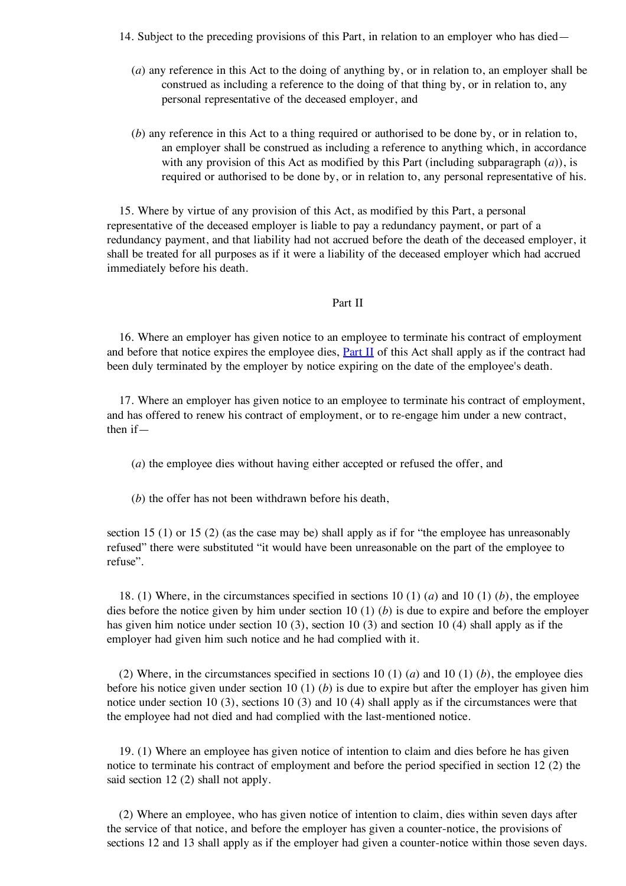14. Subject to the preceding provisions of this Part, in relation to an employer who has died—

(*a*) any reference in this Act to the doing of anything by, or in relation to, an employer shall be construed as including a reference to the doing of that thing by, or in relation to, any personal representative of the deceased employer, and

(*b*) any reference in this Act to a thing required or authorised to be done by, or in relation to, an employer shall be construed as including a reference to anything which, in accordance with any provision of this Act as modified by this Part (including subparagraph (*a*)), is required or authorised to be done by, or in relation to, any personal representative of his.

15. Where by virtue of any provision of this Act, as modified by this Part, a personal representative of the deceased employer is liable to pay a redundancy payment, or part of a redundancy payment, and that liability had not accrued before the death of the deceased employer, it shall be treated for all purposes as if it were a liability of the deceased employer which had accrued immediately before his death.

Part II

16. Where an employer has given notice to an employee to terminate his contract of employment and before that notice expires the employee dies, Part II of this Act shall apply as if the contract had been duly terminated by the employer by notice expiring on the date of the employee's death.

17. Where an employer has given notice to an employee to terminate his contract of employment, and has offered to renew his contract of employment, or to re-engage him under a new contract, then if—

(*a*) the employee dies without having either accepted or refused the offer, and

(*b*) the offer has not been withdrawn before his death,

section 15 (1) or 15 (2) (as the case may be) shall apply as if for "the employee has unreasonably refused" there were substituted "it would have been unreasonable on the part of the employee to refuse".

18. (1) Where, in the circumstances specified in sections 10 (1) (*a*) and 10 (1) (*b*), the employee dies before the notice given by him under section 10 (1) (*b*) is due to expire and before the employer has given him notice under section 10 (3), section 10 (3) and section 10 (4) shall apply as if the employer had given him such notice and he had complied with it.

(2) Where, in the circumstances specified in sections 10 (1) (*a*) and 10 (1) (*b*), the employee dies before his notice given under section 10 (1) (*b*) is due to expire but after the employer has given him notice under section 10 (3), sections 10 (3) and 10 (4) shall apply as if the circumstances were that the employee had not died and had complied with the last-mentioned notice.

19. (1) Where an employee has given notice of intention to claim and dies before he has given notice to terminate his contract of employment and before the period specified in section 12 (2) the said section 12 (2) shall not apply.

(2) Where an employee, who has given notice of intention to claim, dies within seven days after the service of that notice, and before the employer has given a counter-notice, the provisions of sections 12 and 13 shall apply as if the employer had given a counter-notice within those seven days.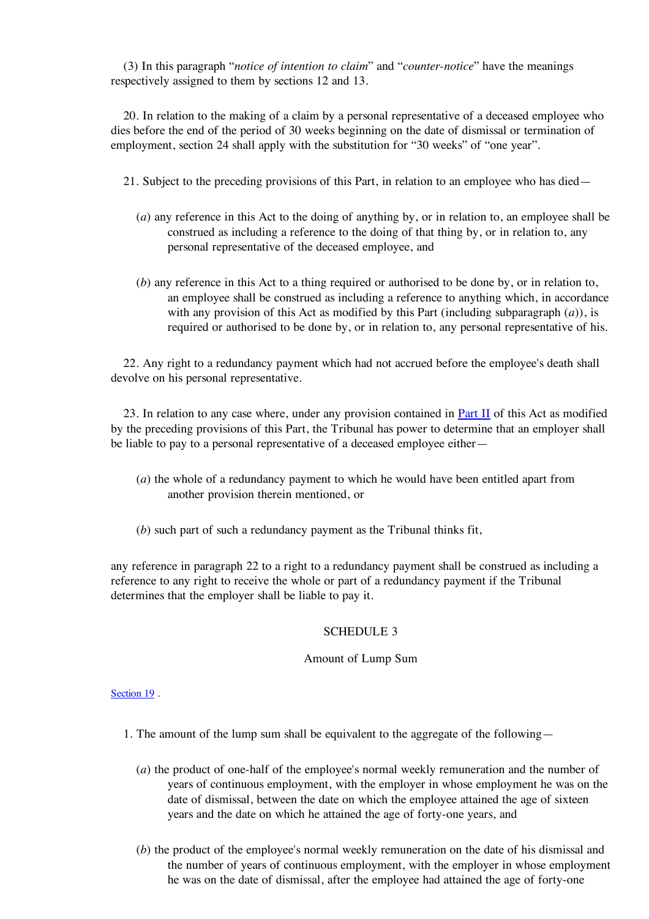(3) In this paragraph "*notice of intention to claim*" and "*counter-notice*" have the meanings respectively assigned to them by sections 12 and 13.

20. In relation to the making of a claim by a personal representative of a deceased employee who dies before the end of the period of 30 weeks beginning on the date of dismissal or termination of employment, section 24 shall apply with the substitution for "30 weeks" of "one year".

21. Subject to the preceding provisions of this Part, in relation to an employee who has died—

(*a*) any reference in this Act to the doing of anything by, or in relation to, an employee shall be construed as including a reference to the doing of that thing by, or in relation to, any personal representative of the deceased employee, and

(*b*) any reference in this Act to a thing required or authorised to be done by, or in relation to, an employee shall be construed as including a reference to anything which, in accordance with any provision of this Act as modified by this Part (including subparagraph (*a*)), is required or authorised to be done by, or in relation to, any personal representative of his.

22. Any right to a redundancy payment which had not accrued before the employee's death shall devolve on his personal representative.

23. In relation to any case where, under any provision contained in Part II of this Act as modified by the preceding provisions of this Part, the Tribunal has power to determine that an employer shall be liable to pay to a personal representative of a deceased employee either—

(*a*) the whole of a redundancy payment to which he would have been entitled apart from another provision therein mentioned, or

(*b*) such part of such a redundancy payment as the Tribunal thinks fit,

any reference in paragraph 22 to a right to a redundancy payment shall be construed as including a reference to any right to receive the whole or part of a redundancy payment if the Tribunal determines that the employer shall be liable to pay it.

## SCHEDULE 3

### Amount of Lump Sum

Section 19 .

1. The amount of the lump sum shall be equivalent to the aggregate of the following—

(*a*) the product of one-half of the employee's normal weekly remuneration and the number of years of continuous employment, with the employer in whose employment he was on the date of dismissal, between the date on which the employee attained the age of sixteen years and the date on which he attained the age of forty-one years, and

(*b*) the product of the employee's normal weekly remuneration on the date of his dismissal and the number of years of continuous employment, with the employer in whose employment he was on the date of dismissal, after the employee had attained the age of forty-one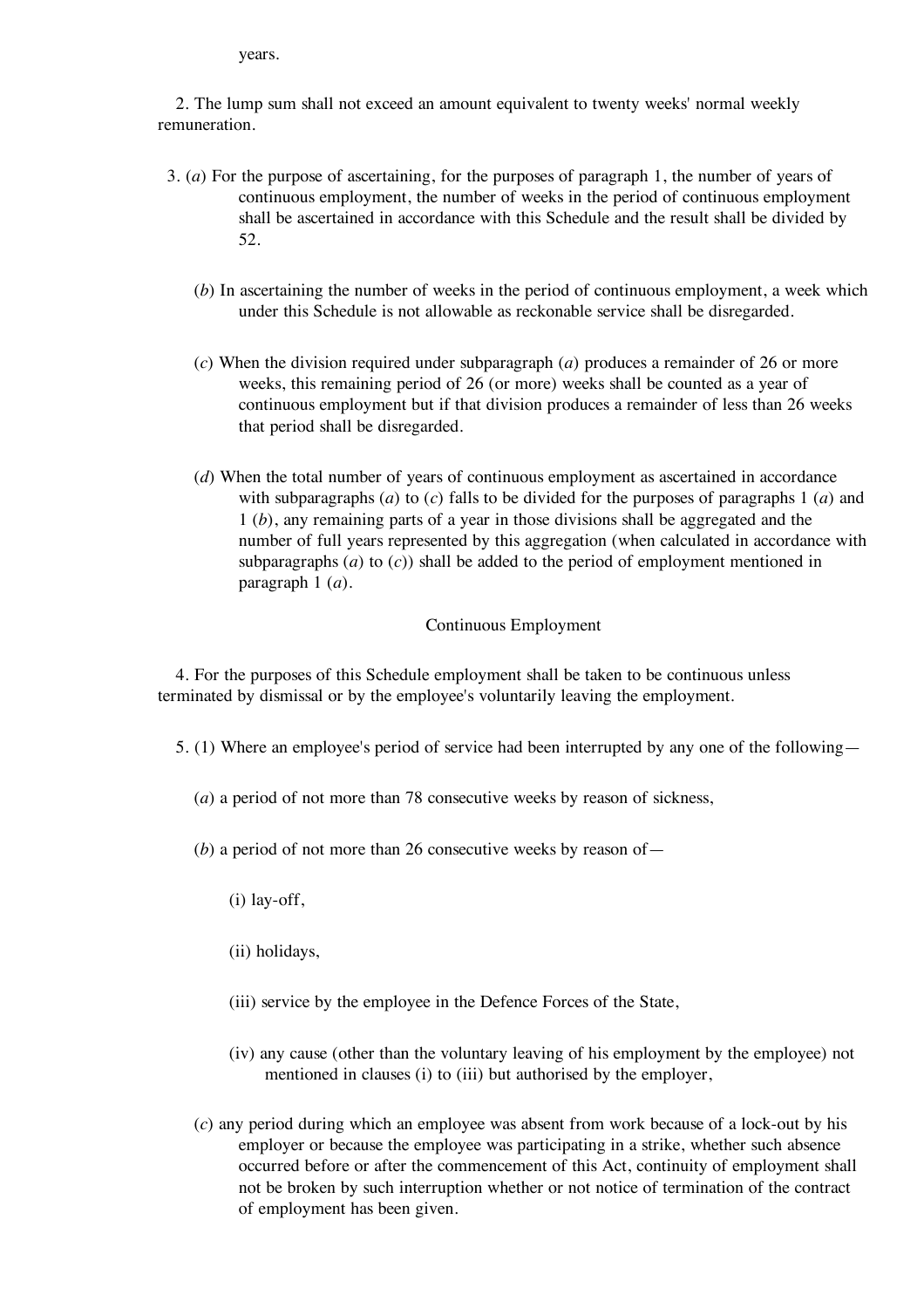years.

2. The lump sum shall not exceed an amount equivalent to twenty weeks' normal weekly remuneration.

3. (*a*) For the purpose of ascertaining, for the purposes of paragraph 1, the number of years of continuous employment, the number of weeks in the period of continuous employment shall be ascertained in accordance with this Schedule and the result shall be divided by 52.

(*b*) In ascertaining the number of weeks in the period of continuous employment, a week which under this Schedule is not allowable as reckonable service shall be disregarded.

(*c*) When the division required under subparagraph (*a*) produces a remainder of 26 or more weeks, this remaining period of 26 (or more) weeks shall be counted as a year of continuous employment but if that division produces a remainder of less than 26 weeks that period shall be disregarded.

(*d*) When the total number of years of continuous employment as ascertained in accordance with subparagraphs (*a*) to (*c*) falls to be divided for the purposes of paragraphs 1 (*a*) and 1 (*b*), any remaining parts of a year in those divisions shall be aggregated and the number of full years represented by this aggregation (when calculated in accordance with subparagraphs (*a*) to (*c*)) shall be added to the period of employment mentioned in paragraph 1 (*a*).

Continuous Employment

4. For the purposes of this Schedule employment shall be taken to be continuous unless terminated by dismissal or by the employee's voluntarily leaving the employment.

5. (1) Where an employee's period of service had been interrupted by any one of the following—

(*a*) a period of not more than 78 consecutive weeks by reason of sickness,

(*b*) a period of not more than 26 consecutive weeks by reason of—

(i) lay-off,

(ii) holidays,

(iii) service by the employee in the Defence Forces of the State,

(iv) any cause (other than the voluntary leaving of his employment by the employee) not mentioned in clauses (i) to (iii) but authorised by the employer,

(*c*) any period during which an employee was absent from work because of a lock-out by his employer or because the employee was participating in a strike, whether such absence occurred before or after the commencement of this Act, continuity of employment shall not be broken by such interruption whether or not notice of termination of the contract of employment has been given.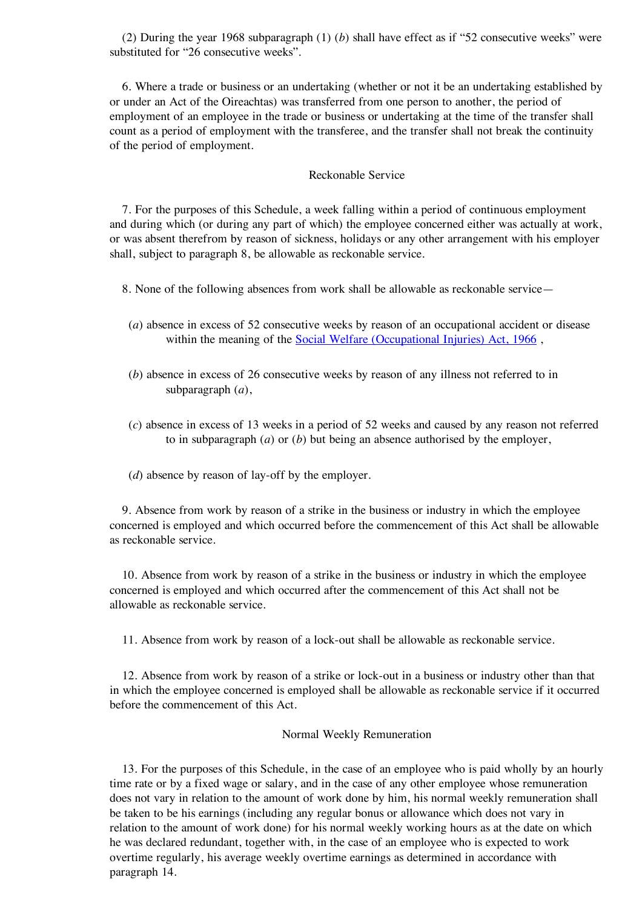(2) During the year 1968 subparagraph (1) (*b*) shall have effect as if "52 consecutive weeks" were substituted for "26 consecutive weeks".

6. Where a trade or business or an undertaking (whether or not it be an undertaking established by or under an Act of the Oireachtas) was transferred from one person to another, the period of employment of an employee in the trade or business or undertaking at the time of the transfer shall count as a period of employment with the transferee, and the transfer shall not break the continuity of the period of employment.

### Reckonable Service

7. For the purposes of this Schedule, a week falling within a period of continuous employment and during which (or during any part of which) the employee concerned either was actually at work, or was absent therefrom by reason of sickness, holidays or any other arrangement with his employer shall, subject to paragraph 8, be allowable as reckonable service.

8. None of the following absences from work shall be allowable as reckonable service—

(*a*) absence in excess of 52 consecutive weeks by reason of an occupational accident or disease within the meaning of the Social Welfare (Occupational Injuries) Act, 1966 ,

(*b*) absence in excess of 26 consecutive weeks by reason of any illness not referred to in subparagraph (*a*),

(*c*) absence in excess of 13 weeks in a period of 52 weeks and caused by any reason not referred to in subparagraph (*a*) or (*b*) but being an absence authorised by the employer,

(*d*) absence by reason of lay-off by the employer.

9. Absence from work by reason of a strike in the business or industry in which the employee concerned is employed and which occurred before the commencement of this Act shall be allowable as reckonable service.

10. Absence from work by reason of a strike in the business or industry in which the employee concerned is employed and which occurred after the commencement of this Act shall not be allowable as reckonable service.

11. Absence from work by reason of a lock-out shall be allowable as reckonable service.

12. Absence from work by reason of a strike or lock-out in a business or industry other than that in which the employee concerned is employed shall be allowable as reckonable service if it occurred before the commencement of this Act.

### Normal Weekly Remuneration

13. For the purposes of this Schedule, in the case of an employee who is paid wholly by an hourly time rate or by a fixed wage or salary, and in the case of any other employee whose remuneration does not vary in relation to the amount of work done by him, his normal weekly remuneration shall be taken to be his earnings (including any regular bonus or allowance which does not vary in relation to the amount of work done) for his normal weekly working hours as at the date on which he was declared redundant, together with, in the case of an employee who is expected to work overtime regularly, his average weekly overtime earnings as determined in accordance with paragraph 14.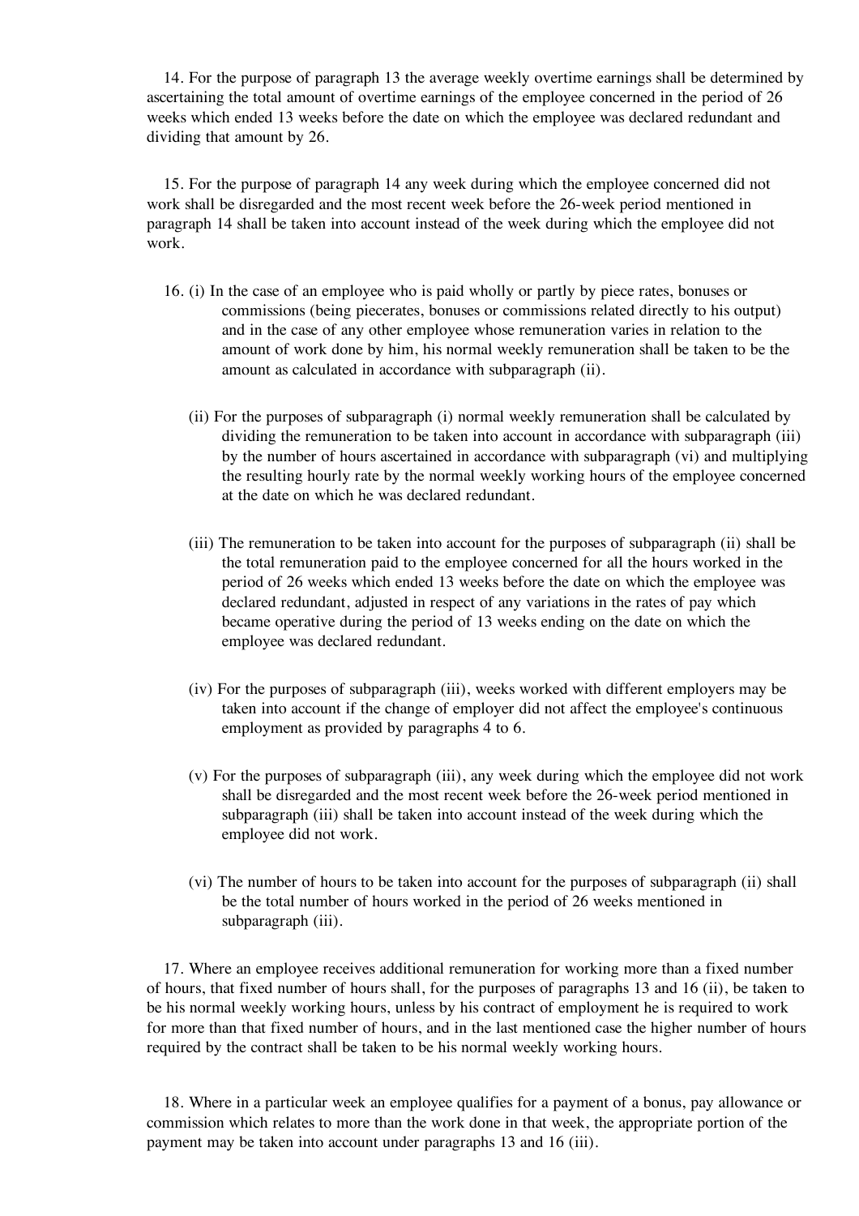14. For the purpose of paragraph 13 the average weekly overtime earnings shall be determined by ascertaining the total amount of overtime earnings of the employee concerned in the period of 26 weeks which ended 13 weeks before the date on which the employee was declared redundant and dividing that amount by 26.

15. For the purpose of paragraph 14 any week during which the employee concerned did not work shall be disregarded and the most recent week before the 26-week period mentioned in paragraph 14 shall be taken into account instead of the week during which the employee did not work.

16. (i) In the case of an employee who is paid wholly or partly by piece rates, bonuses or commissions (being piecerates, bonuses or commissions related directly to his output) and in the case of any other employee whose remuneration varies in relation to the amount of work done by him, his normal weekly remuneration shall be taken to be the amount as calculated in accordance with subparagraph (ii).

(ii) For the purposes of subparagraph (i) normal weekly remuneration shall be calculated by dividing the remuneration to be taken into account in accordance with subparagraph (iii) by the number of hours ascertained in accordance with subparagraph (vi) and multiplying the resulting hourly rate by the normal weekly working hours of the employee concerned at the date on which he was declared redundant.

(iii) The remuneration to be taken into account for the purposes of subparagraph (ii) shall be the total remuneration paid to the employee concerned for all the hours worked in the period of 26 weeks which ended 13 weeks before the date on which the employee was declared redundant, adjusted in respect of any variations in the rates of pay which became operative during the period of 13 weeks ending on the date on which the employee was declared redundant.

(iv) For the purposes of subparagraph (iii), weeks worked with different employers may be taken into account if the change of employer did not affect the employee's continuous employment as provided by paragraphs 4 to 6.

(v) For the purposes of subparagraph (iii), any week during which the employee did not work shall be disregarded and the most recent week before the 26-week period mentioned in subparagraph (iii) shall be taken into account instead of the week during which the employee did not work.

(vi) The number of hours to be taken into account for the purposes of subparagraph (ii) shall be the total number of hours worked in the period of 26 weeks mentioned in subparagraph (iii).

17. Where an employee receives additional remuneration for working more than a fixed number of hours, that fixed number of hours shall, for the purposes of paragraphs 13 and 16 (ii), be taken to be his normal weekly working hours, unless by his contract of employment he is required to work for more than that fixed number of hours, and in the last mentioned case the higher number of hours required by the contract shall be taken to be his normal weekly working hours.

18. Where in a particular week an employee qualifies for a payment of a bonus, pay allowance or commission which relates to more than the work done in that week, the appropriate portion of the payment may be taken into account under paragraphs 13 and 16 (iii).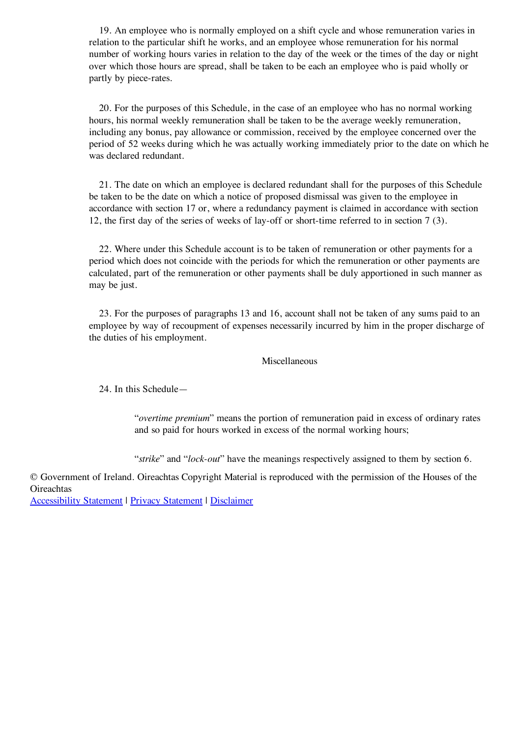19. An employee who is normally employed on a shift cycle and whose remuneration varies in relation to the particular shift he works, and an employee whose remuneration for his normal number of working hours varies in relation to the day of the week or the times of the day or night over which those hours are spread, shall be taken to be each an employee who is paid wholly or partly by piece-rates.

20. For the purposes of this Schedule, in the case of an employee who has no normal working hours, his normal weekly remuneration shall be taken to be the average weekly remuneration, including any bonus, pay allowance or commission, received by the employee concerned over the period of 52 weeks during which he was actually working immediately prior to the date on which he was declared redundant.

21. The date on which an employee is declared redundant shall for the purposes of this Schedule be taken to be the date on which a notice of proposed dismissal was given to the employee in accordance with section 17 or, where a redundancy payment is claimed in accordance with section 12, the first day of the series of weeks of lay-off or short-time referred to in section 7 (3).

22. Where under this Schedule account is to be taken of remuneration or other payments for a period which does not coincide with the periods for which the remuneration or other payments are calculated, part of the remuneration or other payments shall be duly apportioned in such manner as may be just.

23. For the purposes of paragraphs 13 and 16, account shall not be taken of any sums paid to an employee by way of recoupment of expenses necessarily incurred by him in the proper discharge of the duties of his employment.

Miscellaneous

24. In this Schedule—

> "*overtime premium*" means the portion of remuneration paid in excess of ordinary rates and so paid for hours worked in excess of the normal working hours;
>
> "*strike*" and "*lock-out*" have the meanings respectively assigned to them by section 6.

© Government of Ireland. Oireachtas Copyright Material is reproduced with the permission of the Houses of the Oireachtas
Accessibility Statement | Privacy Statement | Disclaimer